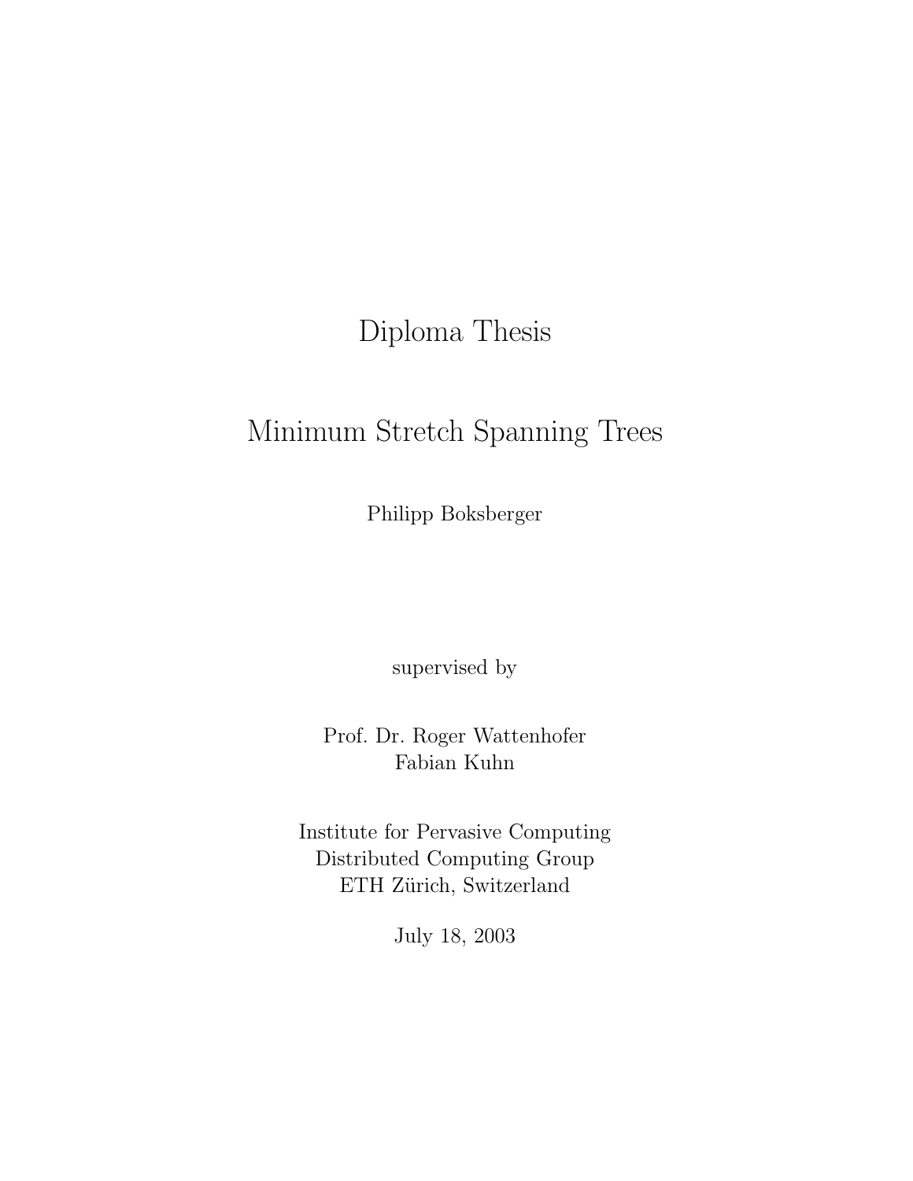# Diploma Thesis

# Minimum Stretch Spanning Trees

Philipp Boksberger

supervised by

Prof. Dr. Roger Wattenhofer
Fabian Kuhn

Institute for Pervasive Computing
Distributed Computing Group
ETH Zürich, Switzerland

July 18, 2003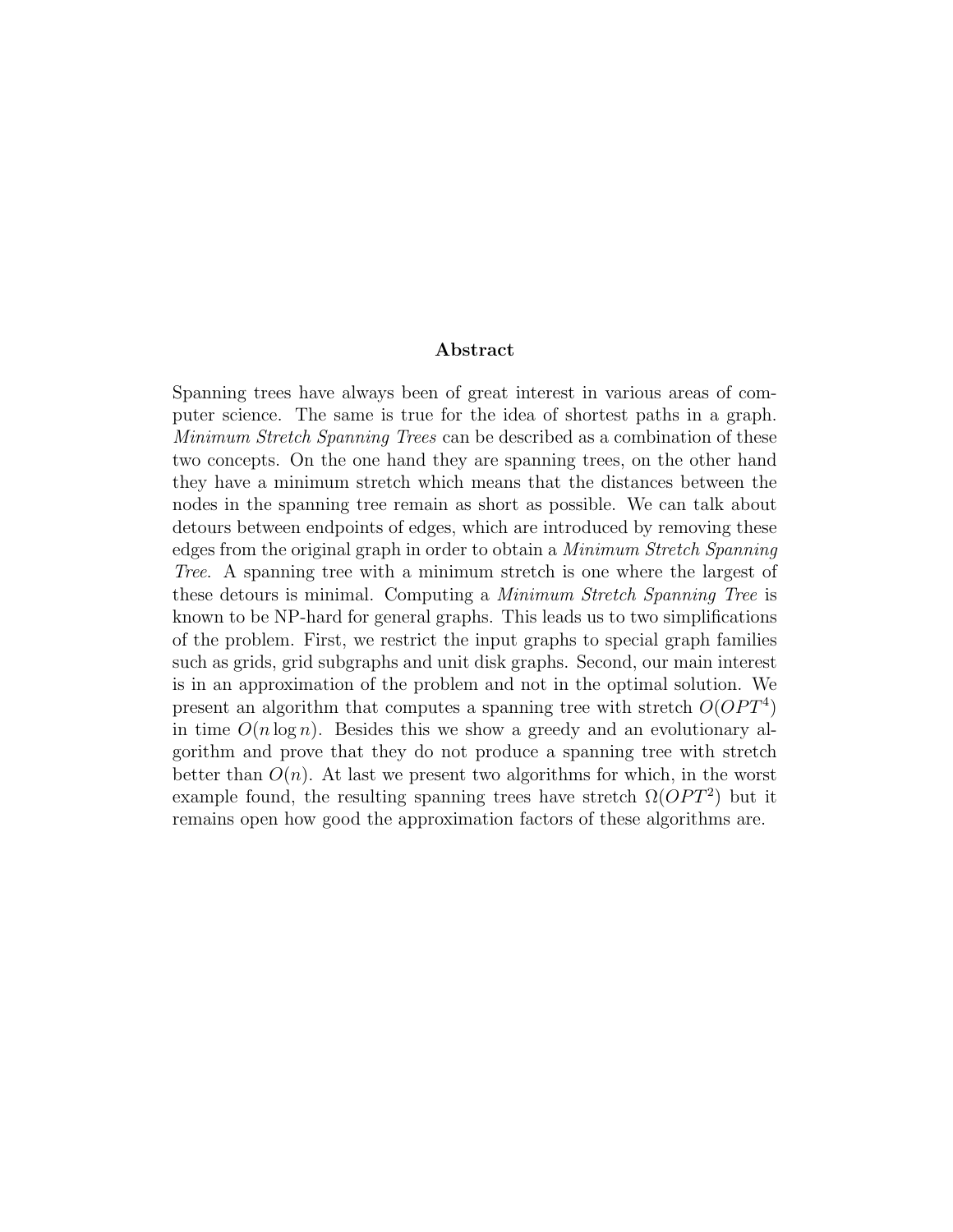## Abstract

Spanning trees have always been of great interest in various areas of computer science. The same is true for the idea of shortest paths in a graph. *Minimum Stretch Spanning Trees* can be described as a combination of these two concepts. On the one hand they are spanning trees, on the other hand they have a minimum stretch which means that the distances between the nodes in the spanning tree remain as short as possible. We can talk about detours between endpoints of edges, which are introduced by removing these edges from the original graph in order to obtain a *Minimum Stretch Spanning Tree*. A spanning tree with a minimum stretch is one where the largest of these detours is minimal. Computing a *Minimum Stretch Spanning Tree* is known to be NP-hard for general graphs. This leads us to two simplifications of the problem. First, we restrict the input graphs to special graph families such as grids, grid subgraphs and unit disk graphs. Second, our main interest is in an approximation of the problem and not in the optimal solution. We present an algorithm that computes a spanning tree with stretch $O(OPT^4)$ in time $O(n \log n)$. Besides this we show a greedy and an evolutionary algorithm and prove that they do not produce a spanning tree with stretch better than $O(n)$. At last we present two algorithms for which, in the worst example found, the resulting spanning trees have stretch $\Omega(OPT^2)$ but it remains open how good the approximation factors of these algorithms are.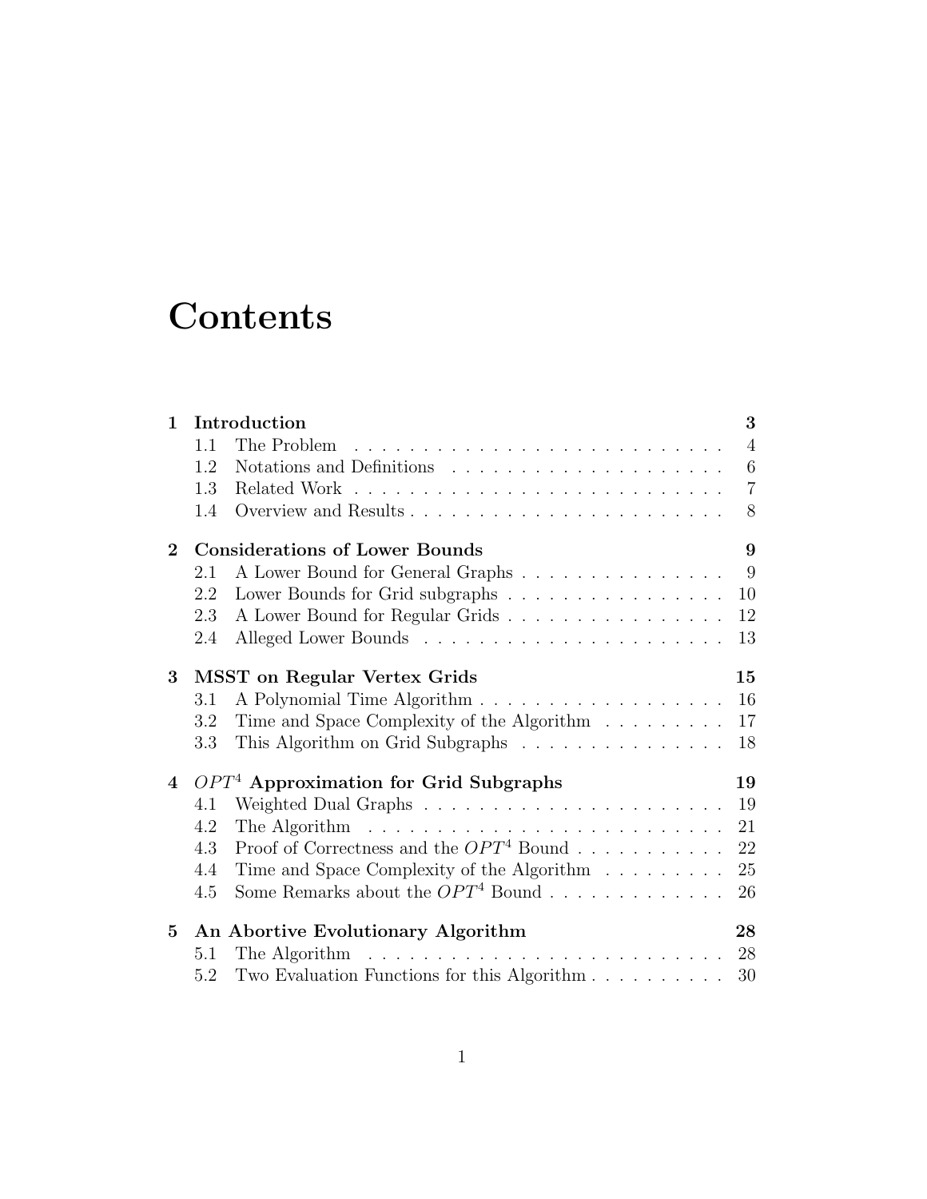# Contents

| | | |
|---|---|---|
| **1** | **Introduction** | **3** |
| 1.1 | The Problem | 4 |
| 1.2 | Notations and Definitions | 6 |
| 1.3 | Related Work | 7 |
| 1.4 | Overview and Results | 8 |
| **2** | **Considerations of Lower Bounds** | **9** |
| 2.1 | A Lower Bound for General Graphs | 9 |
| 2.2 | Lower Bounds for Grid subgraphs | 10 |
| 2.3 | A Lower Bound for Regular Grids | 12 |
| 2.4 | Alleged Lower Bounds | 13 |
| **3** | **MSST on Regular Vertex Grids** | **15** |
| 3.1 | A Polynomial Time Algorithm | 16 |
| 3.2 | Time and Space Complexity of the Algorithm | 17 |
| 3.3 | This Algorithm on Grid Subgraphs | 18 |
| **4** | **$OPT^4$ Approximation for Grid Subgraphs** | **19** |
| 4.1 | Weighted Dual Graphs | 19 |
| 4.2 | The Algorithm | 21 |
| 4.3 | Proof of Correctness and the $OPT^4$ Bound | 22 |
| 4.4 | Time and Space Complexity of the Algorithm | 25 |
| 4.5 | Some Remarks about the $OPT^4$ Bound | 26 |
| **5** | **An Abortive Evolutionary Algorithm** | **28** |
| 5.1 | The Algorithm | 28 |
| 5.2 | Two Evaluation Functions for this Algorithm | 30 |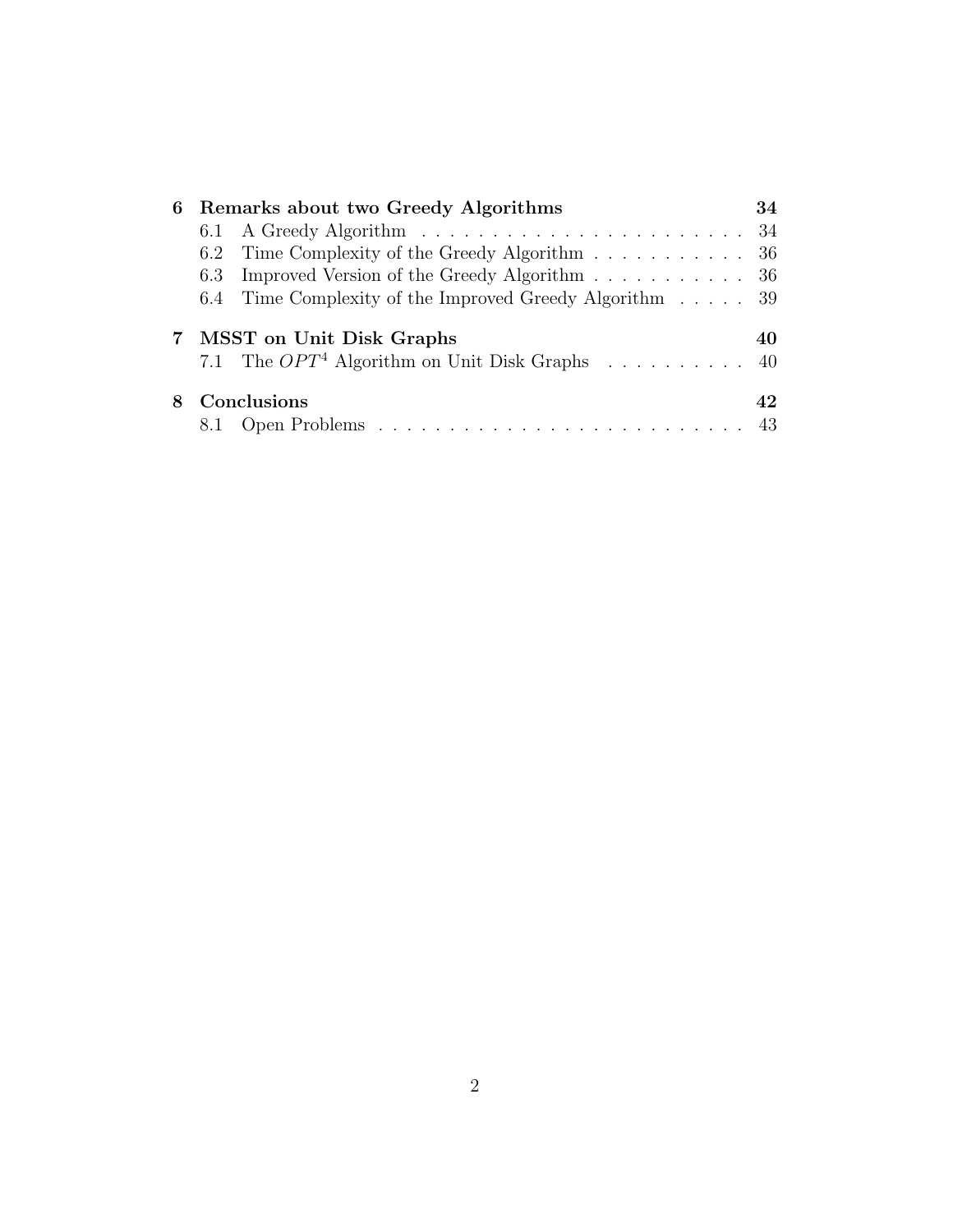**6 Remarks about two Greedy Algorithms** 34

- 6.1 A Greedy Algorithm 34
- 6.2 Time Complexity of the Greedy Algorithm 36
- 6.3 Improved Version of the Greedy Algorithm 36
- 6.4 Time Complexity of the Improved Greedy Algorithm 39

**7 MSST on Unit Disk Graphs** 40

- 7.1 The $OPT^4$ Algorithm on Unit Disk Graphs 40

**8 Conclusions** 42

- 8.1 Open Problems 43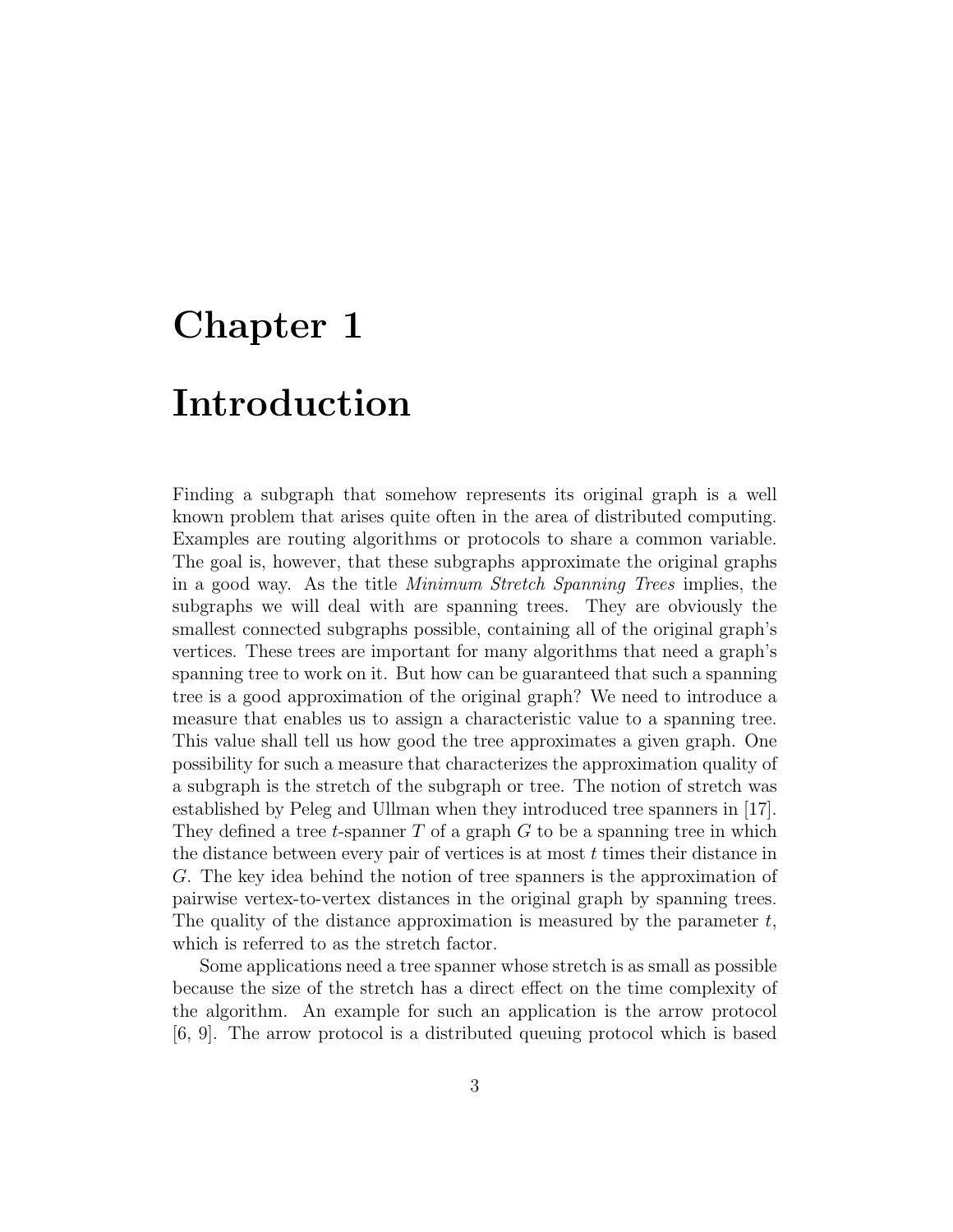# Chapter 1

# Introduction

Finding a subgraph that somehow represents its original graph is a well known problem that arises quite often in the area of distributed computing. Examples are routing algorithms or protocols to share a common variable. The goal is, however, that these subgraphs approximate the original graphs in a good way. As the title *Minimum Stretch Spanning Trees* implies, the subgraphs we will deal with are spanning trees. They are obviously the smallest connected subgraphs possible, containing all of the original graph's vertices. These trees are important for many algorithms that need a graph's spanning tree to work on it. But how can be guaranteed that such a spanning tree is a good approximation of the original graph? We need to introduce a measure that enables us to assign a characteristic value to a spanning tree. This value shall tell us how good the tree approximates a given graph. One possibility for such a measure that characterizes the approximation quality of a subgraph is the stretch of the subgraph or tree. The notion of stretch was established by Peleg and Ullman when they introduced tree spanners in [17]. They defined a tree $t$-spanner $T$ of a graph $G$ to be a spanning tree in which the distance between every pair of vertices is at most $t$ times their distance in $G$. The key idea behind the notion of tree spanners is the approximation of pairwise vertex-to-vertex distances in the original graph by spanning trees. The quality of the distance approximation is measured by the parameter $t$, which is referred to as the stretch factor.

Some applications need a tree spanner whose stretch is as small as possible because the size of the stretch has a direct effect on the time complexity of the algorithm. An example for such an application is the arrow protocol [6, 9]. The arrow protocol is a distributed queuing protocol which is based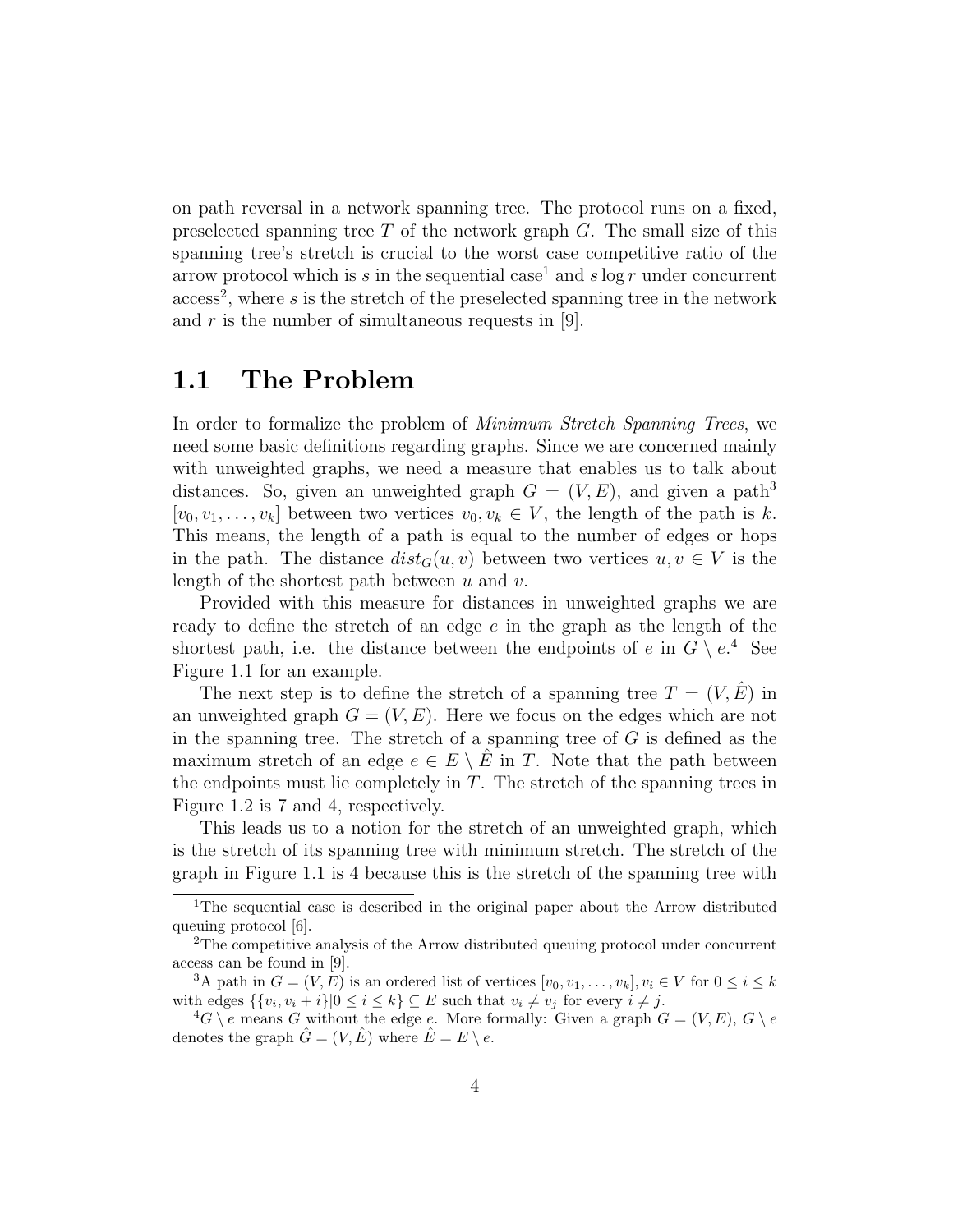on path reversal in a network spanning tree. The protocol runs on a fixed, preselected spanning tree $T$ of the network graph $G$. The small size of this spanning tree's stretch is crucial to the worst case competitive ratio of the arrow protocol which is $s$ in the sequential case[1] and $s \log r$ under concurrent access[2], where $s$ is the stretch of the preselected spanning tree in the network and $r$ is the number of simultaneous requests in [9].

## 1.1 The Problem

In order to formalize the problem of *Minimum Stretch Spanning Trees*, we need some basic definitions regarding graphs. Since we are concerned mainly with unweighted graphs, we need a measure that enables us to talk about distances. So, given an unweighted graph $G = (V, E)$, and given a path[3] $[v_0, v_1, \ldots, v_k]$ between two vertices $v_0, v_k \in V$, the length of the path is $k$. This means, the length of a path is equal to the number of edges or hops in the path. The distance $dist_G(u, v)$ between two vertices $u, v \in V$ is the length of the shortest path between $u$ and $v$.

Provided with this measure for distances in unweighted graphs we are ready to define the stretch of an edge $e$ in the graph as the length of the shortest path, i.e. the distance between the endpoints of $e$ in $G \setminus e$.[4] See Figure 1.1 for an example.

The next step is to define the stretch of a spanning tree $T = (V, \hat{E})$ in an unweighted graph $G = (V, E)$. Here we focus on the edges which are not in the spanning tree. The stretch of a spanning tree of $G$ is defined as the maximum stretch of an edge $e \in E \setminus \hat{E}$ in $T$. Note that the path between the endpoints must lie completely in $T$. The stretch of the spanning trees in Figure 1.2 is 7 and 4, respectively.

This leads us to a notion for the stretch of an unweighted graph, which is the stretch of its spanning tree with minimum stretch. The stretch of the graph in Figure 1.1 is 4 because this is the stretch of the spanning tree with

---

[1] The sequential case is described in the original paper about the Arrow distributed queuing protocol [6].

[2] The competitive analysis of the Arrow distributed queuing protocol under concurrent access can be found in [9].

[3] A path in $G = (V, E)$ is an ordered list of vertices $[v_0, v_1, \ldots, v_k], v_i \in V$ for $0 \leq i \leq k$ with edges $\{\{v_i, v_i + i\} | 0 \leq i \leq k\} \subseteq E$ such that $v_i \neq v_j$ for every $i \neq j$.

[4] $G \setminus e$ means $G$ without the edge $e$. More formally: Given a graph $G = (V, E)$, $G \setminus e$ denotes the graph $\hat{G} = (V, \hat{E})$ where $\hat{E} = E \setminus e$.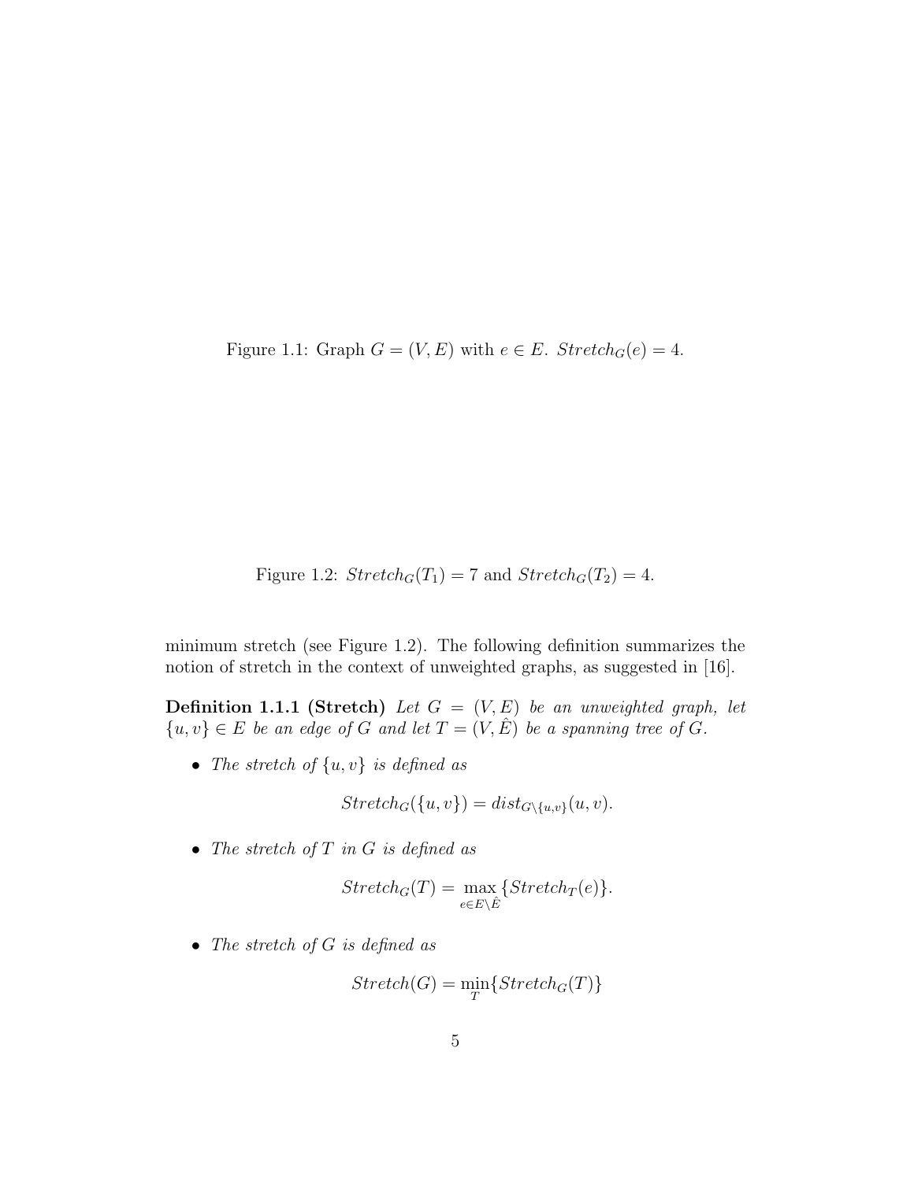Figure 1.1: Graph $G = (V, E)$ with $e \in E$. $Stretch_G(e) = 4$.

Figure 1.2: $Stretch_G(T_1) = 7$ and $Stretch_G(T_2) = 4$.

minimum stretch (see Figure 1.2). The following definition summarizes the notion of stretch in the context of unweighted graphs, as suggested in [16].

**Definition 1.1.1 (Stretch)** *Let $G = (V, E)$ be an unweighted graph, let $\{u, v\} \in E$ be an edge of $G$ and let $T = (V, \hat{E})$ be a spanning tree of $G$.*

- *The stretch of $\{u, v\}$ is defined as*

$$Stretch_G(\{u, v\}) = dist_{G \setminus \{u,v\}}(u, v).$$

- *The stretch of $T$ in $G$ is defined as*

$$Stretch_G(T) = \max_{e \in E \setminus \hat{E}} \{Stretch_T(e)\}.$$

- *The stretch of $G$ is defined as*

$$Stretch(G) = \min_{T} \{Stretch_G(T)\}$$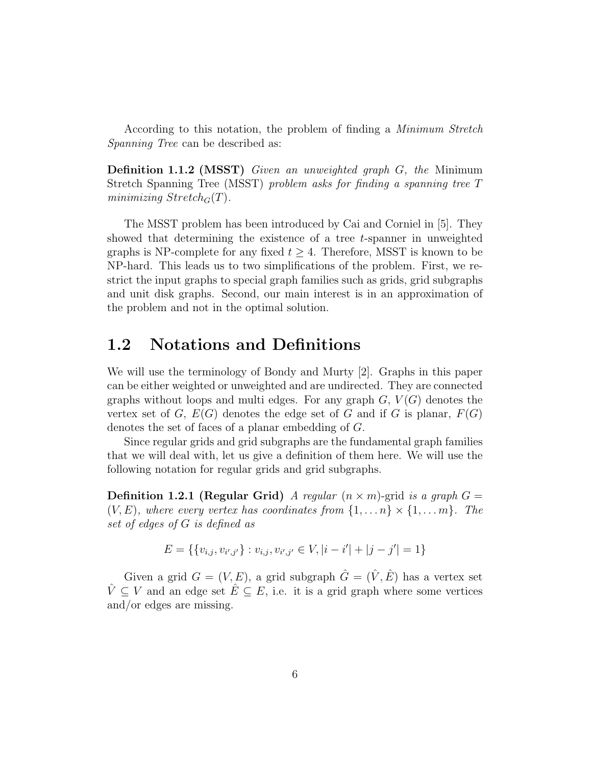According to this notation, the problem of finding a *Minimum Stretch Spanning Tree* can be described as:

**Definition 1.1.2 (MSST)** *Given an unweighted graph $G$, the* Minimum Stretch Spanning Tree (MSST) *problem asks for finding a spanning tree $T$ minimizing $Stretch_G(T)$.*

The MSST problem has been introduced by Cai and Corniel in [5]. They showed that determining the existence of a tree $t$-spanner in unweighted graphs is NP-complete for any fixed $t \geq 4$. Therefore, MSST is known to be NP-hard. This leads us to two simplifications of the problem. First, we restrict the input graphs to special graph families such as grids, grid subgraphs and unit disk graphs. Second, our main interest is in an approximation of the problem and not in the optimal solution.

## 1.2 Notations and Definitions

We will use the terminology of Bondy and Murty [2]. Graphs in this paper can be either weighted or unweighted and are undirected. They are connected graphs without loops and multi edges. For any graph $G$, $V(G)$ denotes the vertex set of $G$, $E(G)$ denotes the edge set of $G$ and if $G$ is planar, $F(G)$ denotes the set of faces of a planar embedding of $G$.

Since regular grids and grid subgraphs are the fundamental graph families that we will deal with, let us give a definition of them here. We will use the following notation for regular grids and grid subgraphs.

**Definition 1.2.1 (Regular Grid)** *A regular $(n \times m)$-grid is a graph $G = (V, E)$, where every vertex has coordinates from $\{1, \ldots n\} \times \{1, \ldots m\}$. The set of edges of $G$ is defined as*

$$E = \{\{v_{i,j}, v_{i',j'}\} : v_{i,j}, v_{i',j'} \in V, |i - i'| + |j - j'| = 1\}$$

Given a grid $G = (V, E)$, a grid subgraph $\hat{G} = (\hat{V}, \hat{E})$ has a vertex set $\hat{V} \subseteq V$ and an edge set $\hat{E} \subseteq E$, i.e. it is a grid graph where some vertices and/or edges are missing.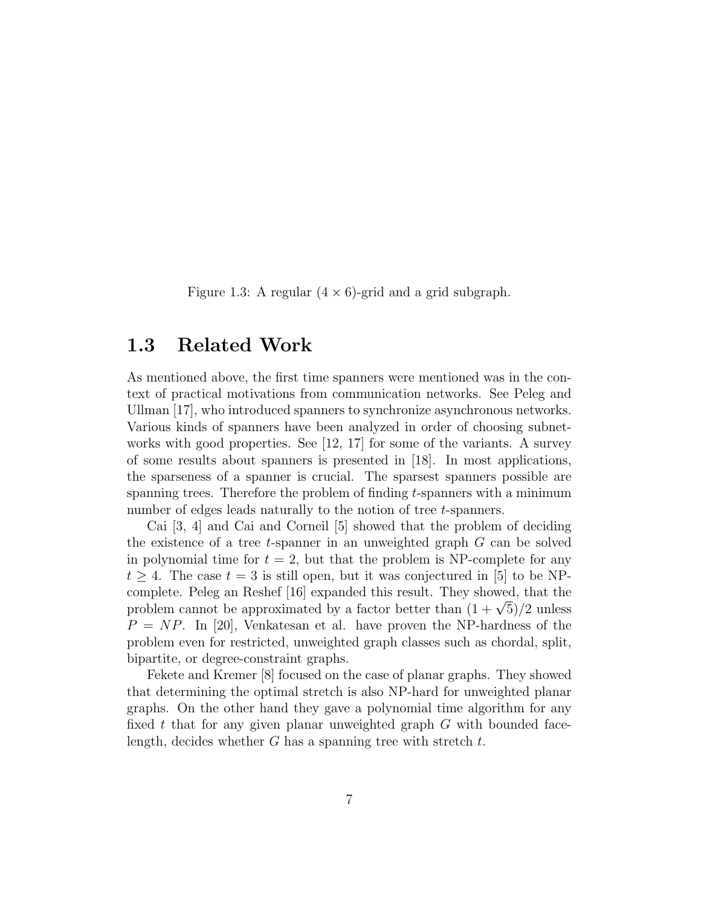Figure 1.3: A regular $(4 \times 6)$-grid and a grid subgraph.

## 1.3 Related Work

As mentioned above, the first time spanners were mentioned was in the context of practical motivations from communication networks. See Peleg and Ullman [17], who introduced spanners to synchronize asynchronous networks. Various kinds of spanners have been analyzed in order of choosing subnetworks with good properties. See [12, 17] for some of the variants. A survey of some results about spanners is presented in [18]. In most applications, the sparseness of a spanner is crucial. The sparsest spanners possible are spanning trees. Therefore the problem of finding $t$-spanners with a minimum number of edges leads naturally to the notion of tree $t$-spanners.

Cai [3, 4] and Cai and Corneil [5] showed that the problem of deciding the existence of a tree $t$-spanner in an unweighted graph $G$ can be solved in polynomial time for $t = 2$, but that the problem is NP-complete for any $t \geq 4$. The case $t = 3$ is still open, but it was conjectured in [5] to be NP-complete. Peleg an Reshef [16] expanded this result. They showed, that the problem cannot be approximated by a factor better than $(1 + \sqrt{5})/2$ unless $P = NP$. In [20], Venkatesan et al. have proven the NP-hardness of the problem even for restricted, unweighted graph classes such as chordal, split, bipartite, or degree-constraint graphs.

Fekete and Kremer [8] focused on the case of planar graphs. They showed that determining the optimal stretch is also NP-hard for unweighted planar graphs. On the other hand they gave a polynomial time algorithm for any fixed $t$ that for any given planar unweighted graph $G$ with bounded face-length, decides whether $G$ has a spanning tree with stretch $t$.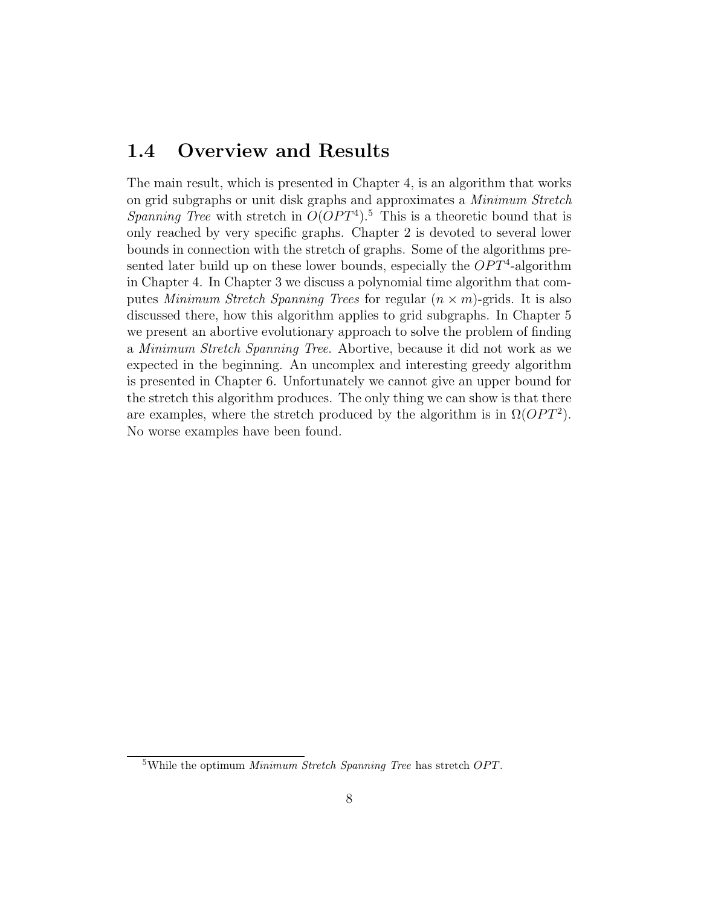## 1.4 Overview and Results

The main result, which is presented in Chapter 4, is an algorithm that works on grid subgraphs or unit disk graphs and approximates a *Minimum Stretch Spanning Tree* with stretch in $O(OPT^4)$.[5] This is a theoretic bound that is only reached by very specific graphs. Chapter 2 is devoted to several lower bounds in connection with the stretch of graphs. Some of the algorithms presented later build up on these lower bounds, especially the $OPT^4$-algorithm in Chapter 4. In Chapter 3 we discuss a polynomial time algorithm that computes *Minimum Stretch Spanning Trees* for regular $(n \times m)$-grids. It is also discussed there, how this algorithm applies to grid subgraphs. In Chapter 5 we present an abortive evolutionary approach to solve the problem of finding a *Minimum Stretch Spanning Tree*. Abortive, because it did not work as we expected in the beginning. An uncomplex and interesting greedy algorithm is presented in Chapter 6. Unfortunately we cannot give an upper bound for the stretch this algorithm produces. The only thing we can show is that there are examples, where the stretch produced by the algorithm is in $\Omega(OPT^2)$. No worse examples have been found.

[5] While the optimum *Minimum Stretch Spanning Tree* has stretch $OPT$.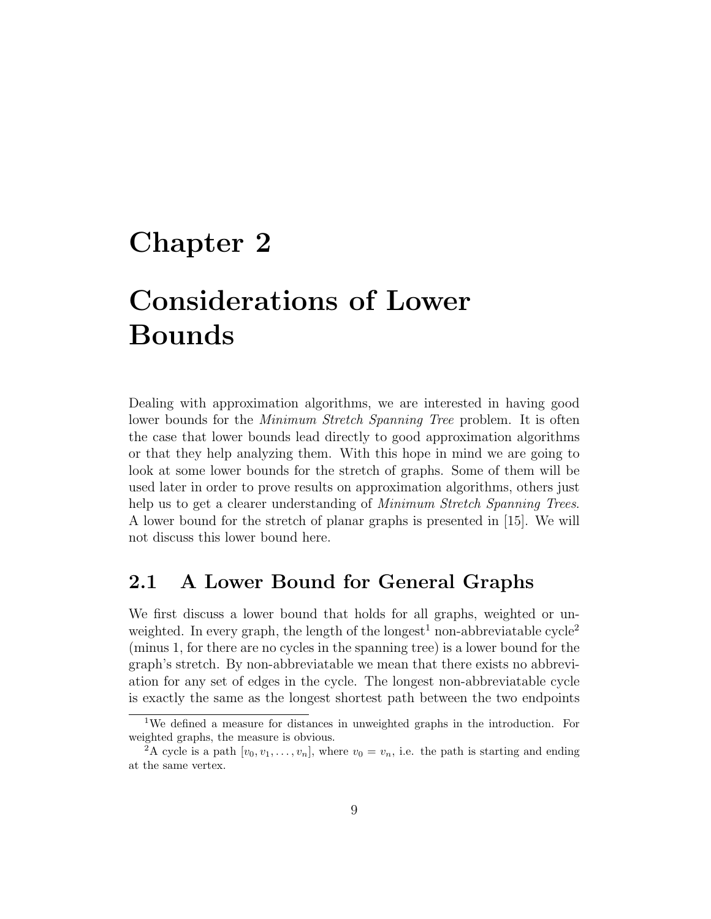# Chapter 2

# Considerations of Lower Bounds

Dealing with approximation algorithms, we are interested in having good lower bounds for the *Minimum Stretch Spanning Tree* problem. It is often the case that lower bounds lead directly to good approximation algorithms or that they help analyzing them. With this hope in mind we are going to look at some lower bounds for the stretch of graphs. Some of them will be used later in order to prove results on approximation algorithms, others just help us to get a clearer understanding of *Minimum Stretch Spanning Trees*. A lower bound for the stretch of planar graphs is presented in [15]. We will not discuss this lower bound here.

## 2.1 A Lower Bound for General Graphs

We first discuss a lower bound that holds for all graphs, weighted or unweighted. In every graph, the length of the longest[1] non-abbreviatable cycle[2] (minus 1, for there are no cycles in the spanning tree) is a lower bound for the graph's stretch. By non-abbreviatable we mean that there exists no abbreviation for any set of edges in the cycle. The longest non-abbreviatable cycle is exactly the same as the longest shortest path between the two endpoints

[1] We defined a measure for distances in unweighted graphs in the introduction. For weighted graphs, the measure is obvious.

[2] A cycle is a path $[v_0, v_1, \dots, v_n]$, where $v_0 = v_n$, i.e. the path is starting and ending at the same vertex.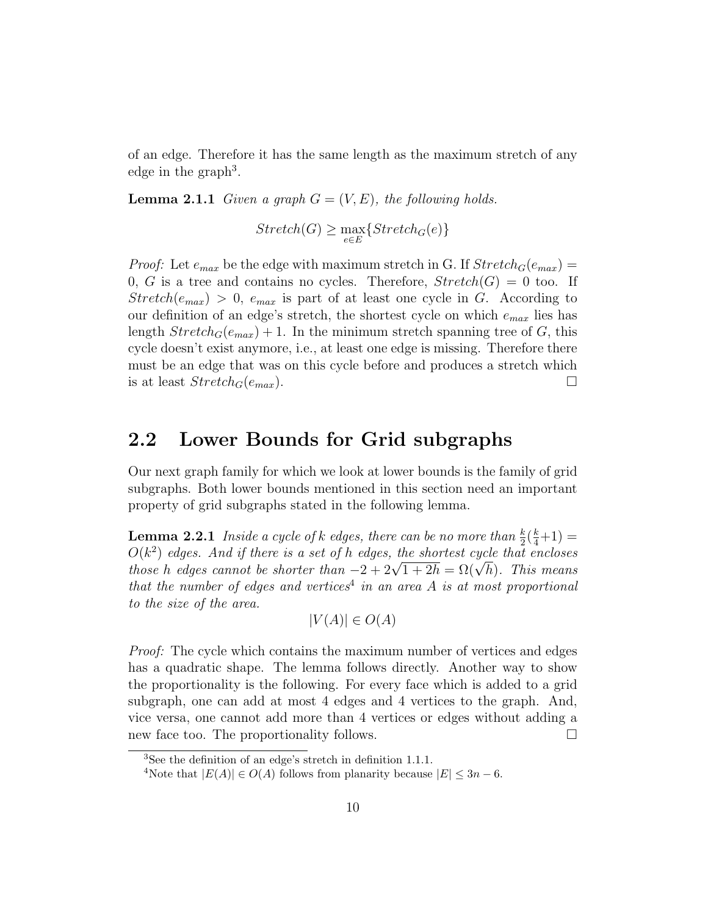of an edge. Therefore it has the same length as the maximum stretch of any edge in the graph[3].

**Lemma 2.1.1** *Given a graph $G = (V, E)$, the following holds.*

$$Stretch(G) \geq \max_{e \in E}\{Stretch_G(e)\}$$

*Proof:* Let $e_{max}$ be the edge with maximum stretch in G. If $Stretch_G(e_{max}) = 0$, $G$ is a tree and contains no cycles. Therefore, $Stretch(G) = 0$ too. If $Stretch(e_{max}) > 0$, $e_{max}$ is part of at least one cycle in $G$. According to our definition of an edge's stretch, the shortest cycle on which $e_{max}$ lies has length $Stretch_G(e_{max}) + 1$. In the minimum stretch spanning tree of $G$, this cycle doesn't exist anymore, i.e., at least one edge is missing. Therefore there must be an edge that was on this cycle before and produces a stretch which is at least $Stretch_G(e_{max})$. □

## 2.2 Lower Bounds for Grid subgraphs

Our next graph family for which we look at lower bounds is the family of grid subgraphs. Both lower bounds mentioned in this section need an important property of grid subgraphs stated in the following lemma.

**Lemma 2.2.1** *Inside a cycle of k edges, there can be no more than $\frac{k}{2}(\frac{k}{4}+1) = O(k^2)$ edges. And if there is a set of h edges, the shortest cycle that encloses those h edges cannot be shorter than $-2 + 2\sqrt{1 + 2h} = \Omega(\sqrt{h})$. This means that the number of edges and vertices[4] in an area A is at most proportional to the size of the area.*

$$|V(A)| \in O(A)$$

*Proof:* The cycle which contains the maximum number of vertices and edges has a quadratic shape. The lemma follows directly. Another way to show the proportionality is the following. For every face which is added to a grid subgraph, one can add at most 4 edges and 4 vertices to the graph. And, vice versa, one cannot add more than 4 vertices or edges without adding a new face too. The proportionality follows. □

---

[3] See the definition of an edge's stretch in definition 1.1.1.

[4] Note that $|E(A)| \in O(A)$ follows from planarity because $|E| \leq 3n - 6$.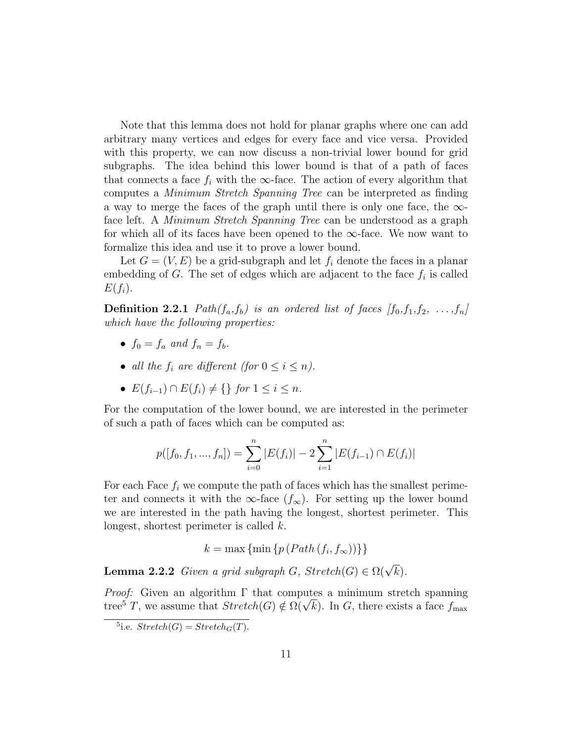Note that this lemma does not hold for planar graphs where one can add arbitrary many vertices and edges for every face and vice versa. Provided with this property, we can now discuss a non-trivial lower bound for grid subgraphs. The idea behind this lower bound is that of a path of faces that connects a face $f_i$ with the $\infty$-face. The action of every algorithm that computes a *Minimum Stretch Spanning Tree* can be interpreted as finding a way to merge the faces of the graph until there is only one face, the $\infty$-face left. A *Minimum Stretch Spanning Tree* can be understood as a graph for which all of its faces have been opened to the $\infty$-face. We now want to formalize this idea and use it to prove a lower bound.

Let $G = (V, E)$ be a grid-subgraph and let $f_i$ denote the faces in a planar embedding of $G$. The set of edges which are adjacent to the face $f_i$ is called $E(f_i)$.

**Definition 2.2.1** *$Path(f_a,f_b)$ is an ordered list of faces $[f_0,f_1,f_2, \ldots,f_n]$ which have the following properties:*

- *$f_0 = f_a$ and $f_n = f_b$.*
- *all the $f_i$ are different (for $0 \leq i \leq n$).*
- *$E(f_{i-1}) \cap E(f_i) \neq \{\}$ for $1 \leq i \leq n$.*

For the computation of the lower bound, we are interested in the perimeter of such a path of faces which can be computed as:

$$p([f_0, f_1, ..., f_n]) = \sum_{i=0}^{n} |E(f_i)| - 2\sum_{i=1}^{n} |E(f_{i-1}) \cap E(f_i)|$$

For each Face $f_i$ we compute the path of faces which has the smallest perimeter and connects it with the $\infty$-face ($f_\infty$). For setting up the lower bound we are interested in the path having the longest, shortest perimeter. This longest, shortest perimeter is called $k$.

$$k = \max \{\min \{p\,(Path\,(f_i, f_\infty))\}\}$$

**Lemma 2.2.2** *Given a grid subgraph $G$, $Stretch(G) \in \Omega(\sqrt{k})$.*

*Proof:* Given an algorithm $\Gamma$ that computes a minimum stretch spanning tree[5] $T$, we assume that $Stretch(G) \notin \Omega(\sqrt{k})$. In $G$, there exists a face $f_{\max}$

[5] i.e. $Stretch(G) = Stretch_G(T)$.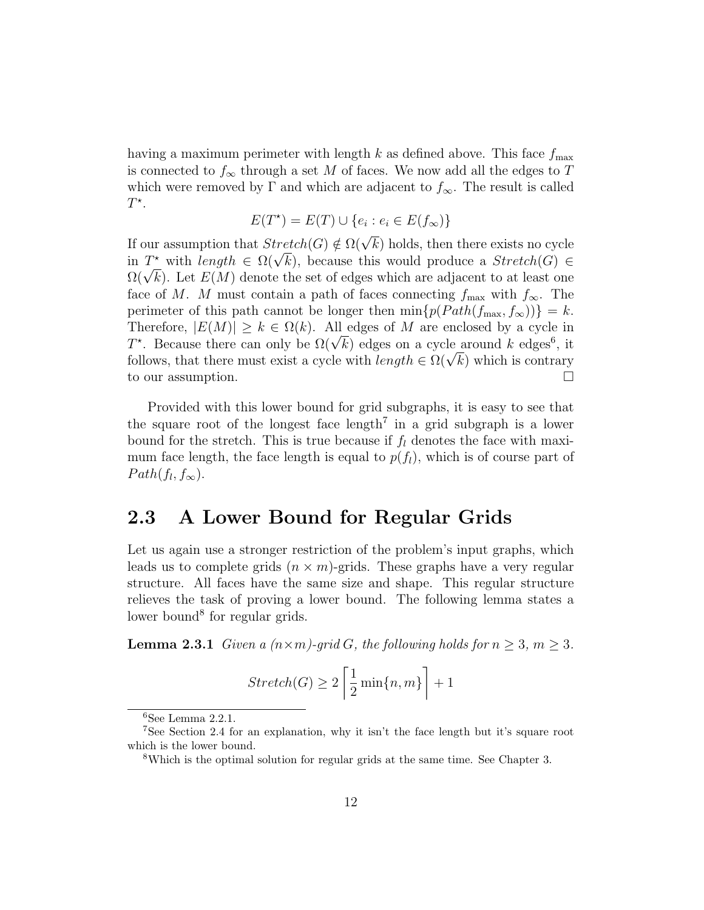having a maximum perimeter with length $k$ as defined above. This face $f_{\max}$ is connected to $f_\infty$ through a set $M$ of faces. We now add all the edges to $T$ which were removed by $\Gamma$ and which are adjacent to $f_\infty$. The result is called $T^\star$.

$$E(T^\star) = E(T) \cup \{e_i : e_i \in E(f_\infty)\}$$

If our assumption that $Stretch(G) \notin \Omega(\sqrt{k})$ holds, then there exists no cycle in $T^\star$ with $length \in \Omega(\sqrt{k})$, because this would produce a $Stretch(G) \in \Omega(\sqrt{k})$. Let $E(M)$ denote the set of edges which are adjacent to at least one face of $M$. $M$ must contain a path of faces connecting $f_{\max}$ with $f_\infty$. The perimeter of this path cannot be longer then $\min\{p(Path(f_{\max}, f_\infty))\} = k$. Therefore, $|E(M)| \geq k \in \Omega(k)$. All edges of $M$ are enclosed by a cycle in $T^\star$. Because there can only be $\Omega(\sqrt{k})$ edges on a cycle around $k$ edges[6], it follows, that there must exist a cycle with $length \in \Omega(\sqrt{k})$ which is contrary to our assumption. □

Provided with this lower bound for grid subgraphs, it is easy to see that the square root of the longest face length[7] in a grid subgraph is a lower bound for the stretch. This is true because if $f_l$ denotes the face with maximum face length, the face length is equal to $p(f_l)$, which is of course part of $Path(f_l, f_\infty)$.

## 2.3 A Lower Bound for Regular Grids

Let us again use a stronger restriction of the problem's input graphs, which leads us to complete grids $(n \times m)$-grids. These graphs have a very regular structure. All faces have the same size and shape. This regular structure relieves the task of proving a lower bound. The following lemma states a lower bound[8] for regular grids.

**Lemma 2.3.1** *Given a $(n \times m)$-grid $G$, the following holds for $n \geq 3$, $m \geq 3$.*

$$Stretch(G) \geq 2\left\lceil \frac{1}{2}\min\{n, m\}\right\rceil + 1$$

[6] See Lemma 2.2.1.

[7] See Section 2.4 for an explanation, why it isn't the face length but it's square root which is the lower bound.

[8] Which is the optimal solution for regular grids at the same time. See Chapter 3.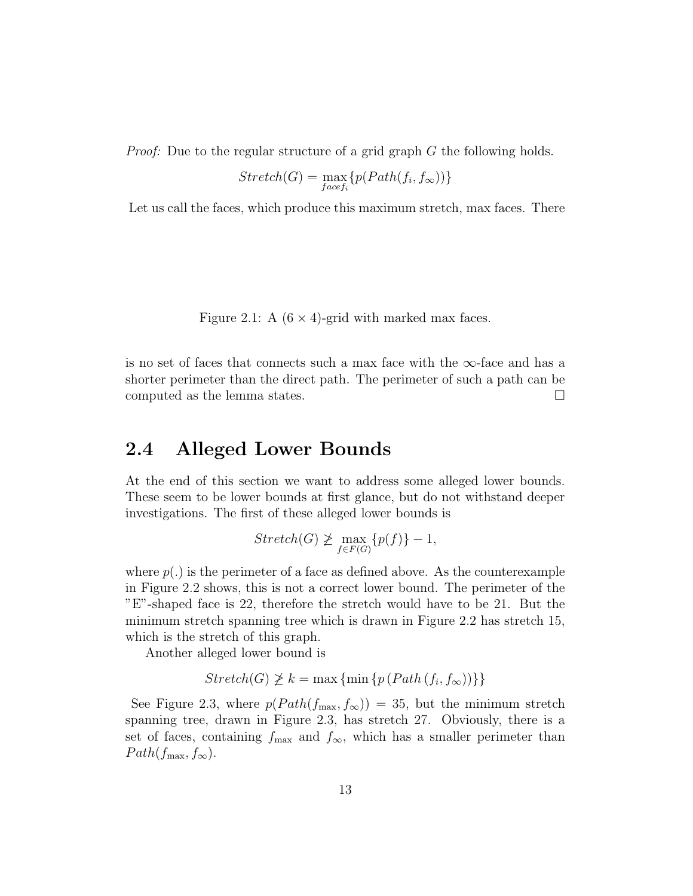*Proof:* Due to the regular structure of a grid graph $G$ the following holds.

$$Stretch(G) = \max_{face f_i}\{p(Path(f_i, f_\infty))\}$$

Let us call the faces, which produce this maximum stretch, max faces. There

Figure 2.1: A $(6 \times 4)$-grid with marked max faces.

is no set of faces that connects such a max face with the $\infty$-face and has a shorter perimeter than the direct path. The perimeter of such a path can be computed as the lemma states. □

## 2.4 Alleged Lower Bounds

At the end of this section we want to address some alleged lower bounds. These seem to be lower bounds at first glance, but do not withstand deeper investigations. The first of these alleged lower bounds is

$$Stretch(G) \not\geq \max_{f \in F(G)}\{p(f)\} - 1,$$

where $p(.)$ is the perimeter of a face as defined above. As the counterexample in Figure 2.2 shows, this is not a correct lower bound. The perimeter of the "E"-shaped face is 22, therefore the stretch would have to be 21. But the minimum stretch spanning tree which is drawn in Figure 2.2 has stretch 15, which is the stretch of this graph.

Another alleged lower bound is

$$Stretch(G) \not\geq k = \max\{\min\{p\,(Path\,(f_i, f_\infty))\}\}$$

See Figure 2.3, where $p(Path(f_{\max}, f_\infty)) = 35$, but the minimum stretch spanning tree, drawn in Figure 2.3, has stretch 27. Obviously, there is a set of faces, containing $f_{\max}$ and $f_\infty$, which has a smaller perimeter than $Path(f_{\max}, f_\infty)$.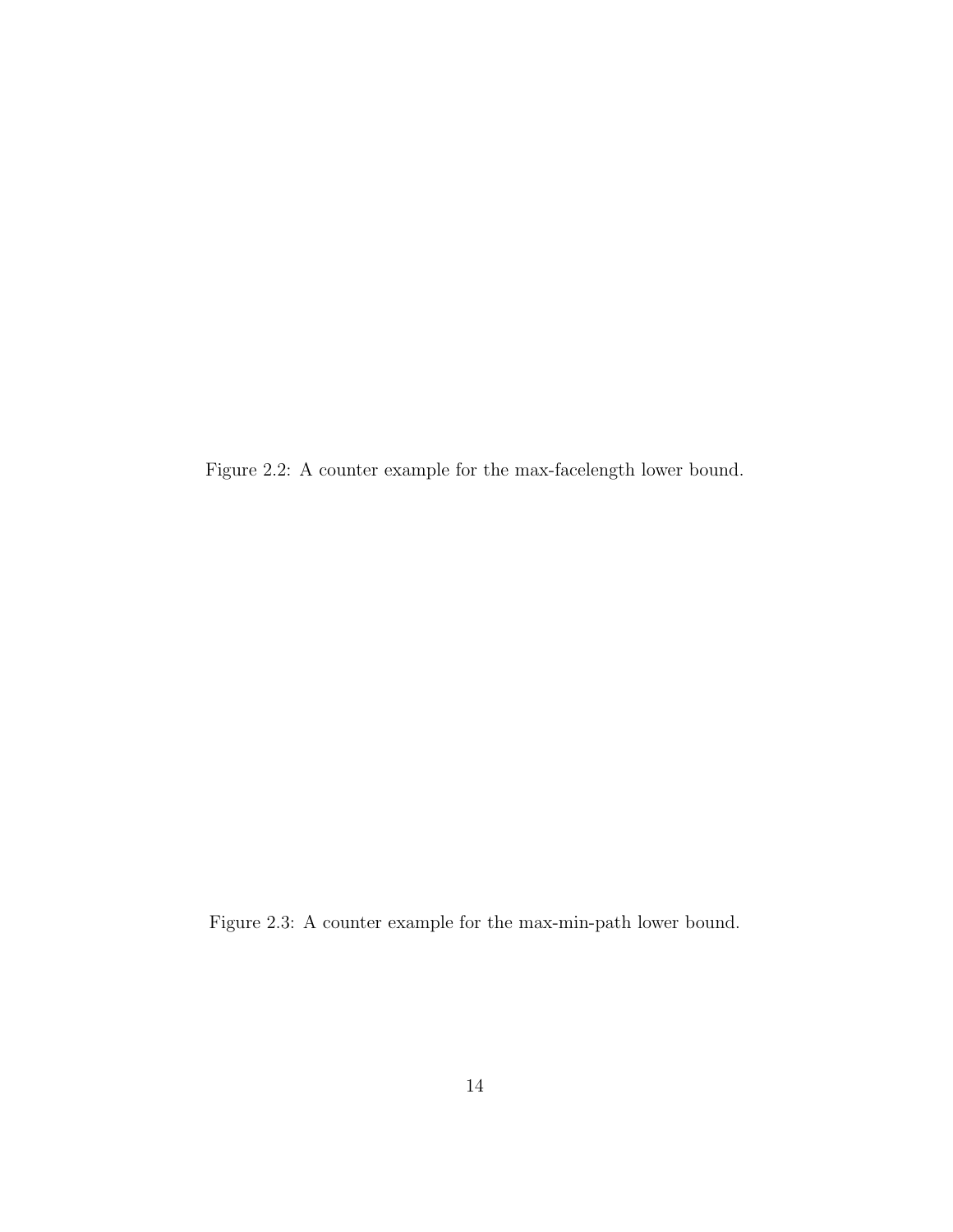Figure 2.2: A counter example for the max-facelength lower bound.

Figure 2.3: A counter example for the max-min-path lower bound.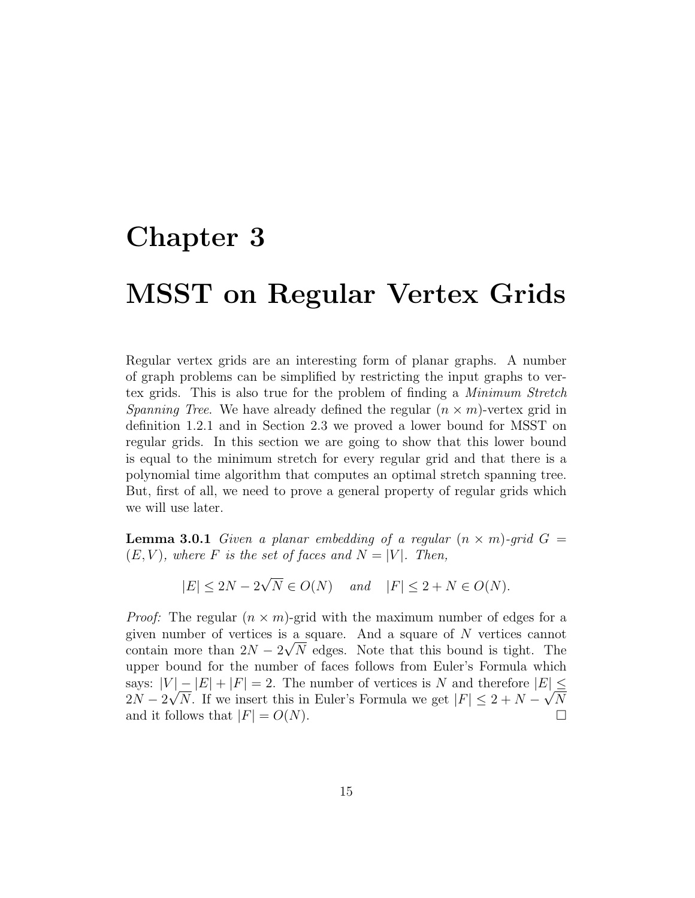# Chapter 3

# MSST on Regular Vertex Grids

Regular vertex grids are an interesting form of planar graphs. A number of graph problems can be simplified by restricting the input graphs to vertex grids. This is also true for the problem of finding a *Minimum Stretch Spanning Tree*. We have already defined the regular $(n \times m)$-vertex grid in definition 1.2.1 and in Section 2.3 we proved a lower bound for MSST on regular grids. In this section we are going to show that this lower bound is equal to the minimum stretch for every regular grid and that there is a polynomial time algorithm that computes an optimal stretch spanning tree. But, first of all, we need to prove a general property of regular grids which we will use later.

**Lemma 3.0.1** *Given a planar embedding of a regular $(n \times m)$-grid $G = (E, V)$, where $F$ is the set of faces and $N = |V|$. Then,*

$$|E| \leq 2N - 2\sqrt{N} \in O(N) \quad \textit{and} \quad |F| \leq 2 + N \in O(N).$$

*Proof:* The regular $(n \times m)$-grid with the maximum number of edges for a given number of vertices is a square. And a square of $N$ vertices cannot contain more than $2N - 2\sqrt{N}$ edges. Note that this bound is tight. The upper bound for the number of faces follows from Euler's Formula which says: $|V| - |E| + |F| = 2$. The number of vertices is $N$ and therefore $|E| \leq 2N - 2\sqrt{N}$. If we insert this in Euler's Formula we get $|F| \leq 2 + N - \sqrt{N}$ and it follows that $|F| = O(N)$. □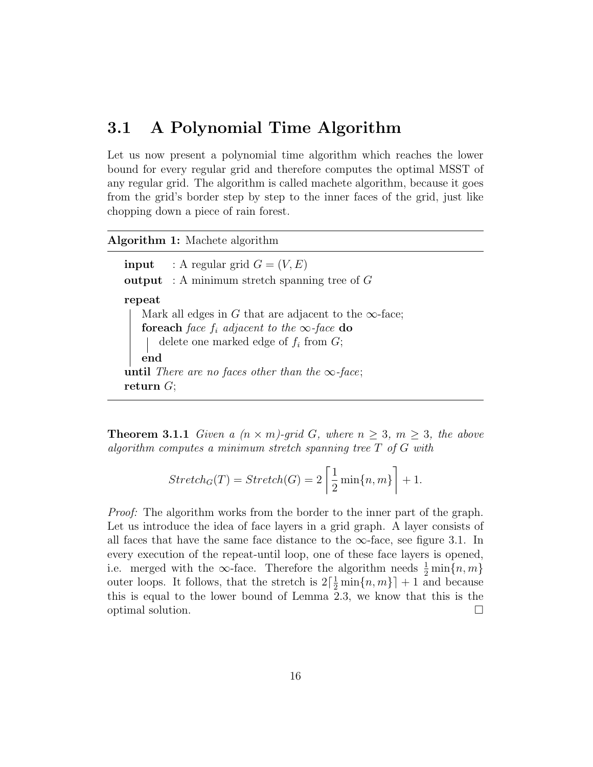## 3.1 A Polynomial Time Algorithm

Let us now present a polynomial time algorithm which reaches the lower bound for every regular grid and therefore computes the optimal MSST of any regular grid. The algorithm is called machete algorithm, because it goes from the grid's border step by step to the inner faces of the grid, just like chopping down a piece of rain forest.

---

**Algorithm 1:** Machete algorithm

---

**input** : A regular grid $G = (V, E)$
**output** : A minimum stretch spanning tree of $G$

**repeat**
  Mark all edges in $G$ that are adjacent to the $\infty$-face;
  **foreach** *face $f_i$ adjacent to the $\infty$-face* **do**
    delete one marked edge of $f_i$ from $G$;
  **end**
**until** *There are no faces other than the $\infty$-face*;
**return** $G$;

---

**Theorem 3.1.1** *Given a $(n \times m)$-grid $G$, where $n \geq 3$, $m \geq 3$, the above algorithm computes a minimum stretch spanning tree $T$ of $G$ with*

$$Stretch_G(T) = Stretch(G) = 2\left\lceil \frac{1}{2}\min\{n, m\} \right\rceil + 1.$$

*Proof:* The algorithm works from the border to the inner part of the graph. Let us introduce the idea of face layers in a grid graph. A layer consists of all faces that have the same face distance to the $\infty$-face, see figure 3.1. In every execution of the repeat-until loop, one of these face layers is opened, i.e. merged with the $\infty$-face. Therefore the algorithm needs $\frac{1}{2}\min\{n, m\}$ outer loops. It follows, that the stretch is $2\lceil \frac{1}{2}\min\{n, m\}\rceil + 1$ and because this is equal to the lower bound of Lemma 2.3, we know that this is the optimal solution. □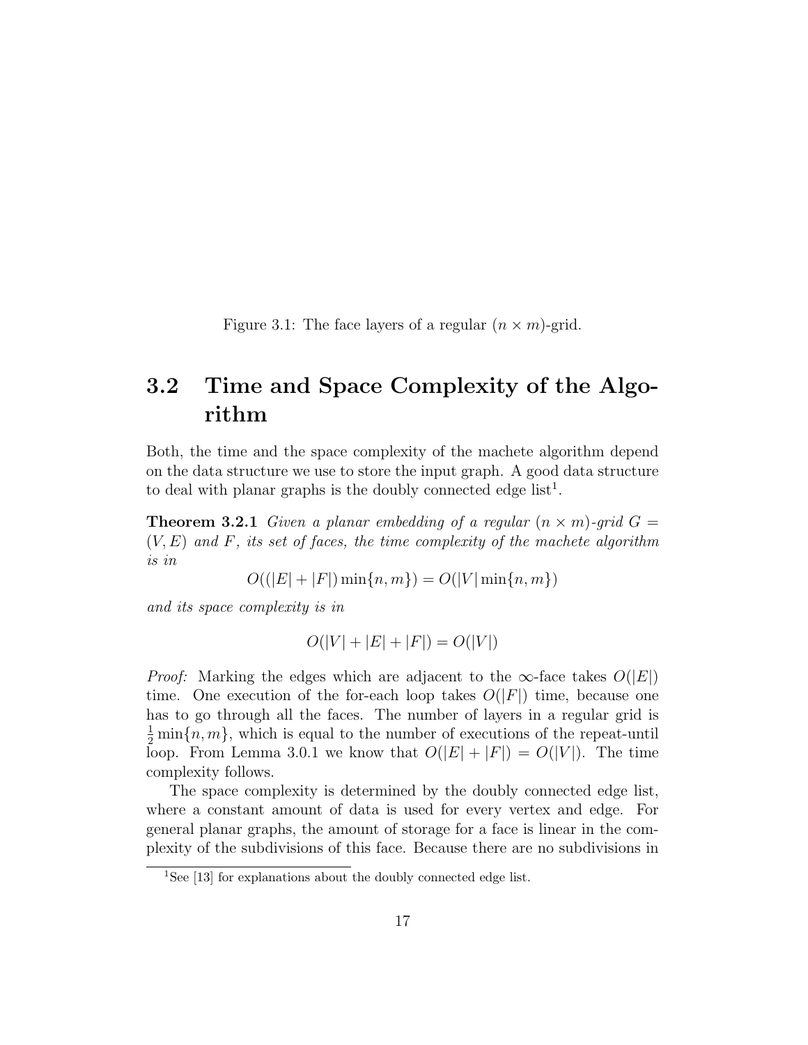Figure 3.1: The face layers of a regular $(n \times m)$-grid.

## 3.2 Time and Space Complexity of the Algorithm

Both, the time and the space complexity of the machete algorithm depend on the data structure we use to store the input graph. A good data structure to deal with planar graphs is the doubly connected edge list[1].

**Theorem 3.2.1** *Given a planar embedding of a regular $(n \times m)$-grid $G = (V, E)$ and $F$, its set of faces, the time complexity of the machete algorithm is in*

$$O((|E| + |F|) \min\{n, m\}) = O(|V| \min\{n, m\})$$

*and its space complexity is in*

$$O(|V| + |E| + |F|) = O(|V|)$$

*Proof:* Marking the edges which are adjacent to the $\infty$-face takes $O(|E|)$ time. One execution of the for-each loop takes $O(|F|)$ time, because one has to go through all the faces. The number of layers in a regular grid is $\frac{1}{2} \min\{n, m\}$, which is equal to the number of executions of the repeat-until loop. From Lemma 3.0.1 we know that $O(|E| + |F|) = O(|V|)$. The time complexity follows.

The space complexity is determined by the doubly connected edge list, where a constant amount of data is used for every vertex and edge. For general planar graphs, the amount of storage for a face is linear in the complexity of the subdivisions of this face. Because there are no subdivisions in

[1] See [13] for explanations about the doubly connected edge list.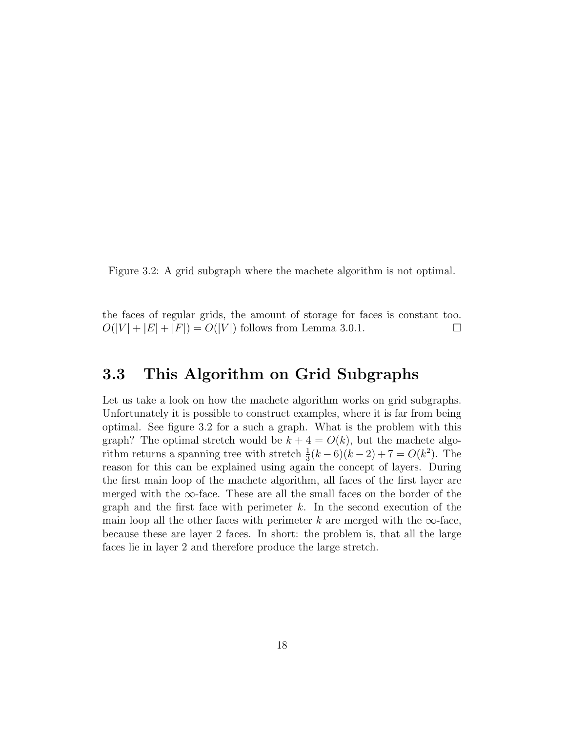Figure 3.2: A grid subgraph where the machete algorithm is not optimal.

the faces of regular grids, the amount of storage for faces is constant too. $O(|V| + |E| + |F|) = O(|V|)$ follows from Lemma 3.0.1. □

## 3.3 This Algorithm on Grid Subgraphs

Let us take a look on how the machete algorithm works on grid subgraphs. Unfortunately it is possible to construct examples, where it is far from being optimal. See figure 3.2 for a such a graph. What is the problem with this graph? The optimal stretch would be $k + 4 = O(k)$, but the machete algorithm returns a spanning tree with stretch $\frac{1}{3}(k-6)(k-2) + 7 = O(k^2)$. The reason for this can be explained using again the concept of layers. During the first main loop of the machete algorithm, all faces of the first layer are merged with the $\infty$-face. These are all the small faces on the border of the graph and the first face with perimeter $k$. In the second execution of the main loop all the other faces with perimeter $k$ are merged with the $\infty$-face, because these are layer 2 faces. In short: the problem is, that all the large faces lie in layer 2 and therefore produce the large stretch.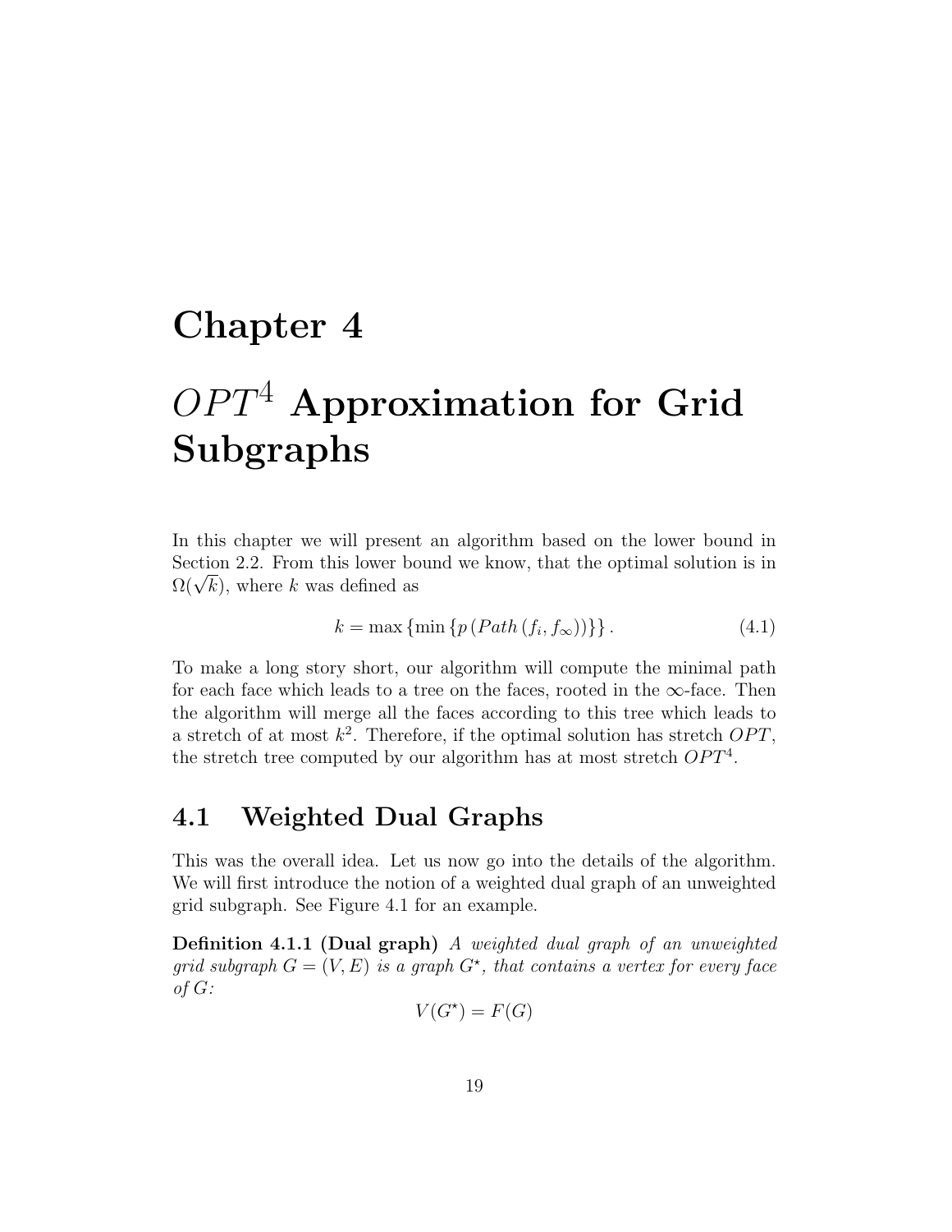# Chapter 4

# $OPT^4$ Approximation for Grid Subgraphs

In this chapter we will present an algorithm based on the lower bound in Section 2.2. From this lower bound we know, that the optimal solution is in $\Omega(\sqrt{k})$, where $k$ was defined as

$$k = \max\{\min\{p\,(Path\,(f_i, f_\infty))\}\}\,. \tag{4.1}$$

To make a long story short, our algorithm will compute the minimal path for each face which leads to a tree on the faces, rooted in the $\infty$-face. Then the algorithm will merge all the faces according to this tree which leads to a stretch of at most $k^2$. Therefore, if the optimal solution has stretch $OPT$, the stretch tree computed by our algorithm has at most stretch $OPT^4$.

## 4.1 Weighted Dual Graphs

This was the overall idea. Let us now go into the details of the algorithm. We will first introduce the notion of a weighted dual graph of an unweighted grid subgraph. See Figure 4.1 for an example.

**Definition 4.1.1 (Dual graph)** *A weighted dual graph of an unweighted grid subgraph $G = (V, E)$ is a graph $G^\star$, that contains a vertex for every face of $G$:*

$$V(G^\star) = F(G)$$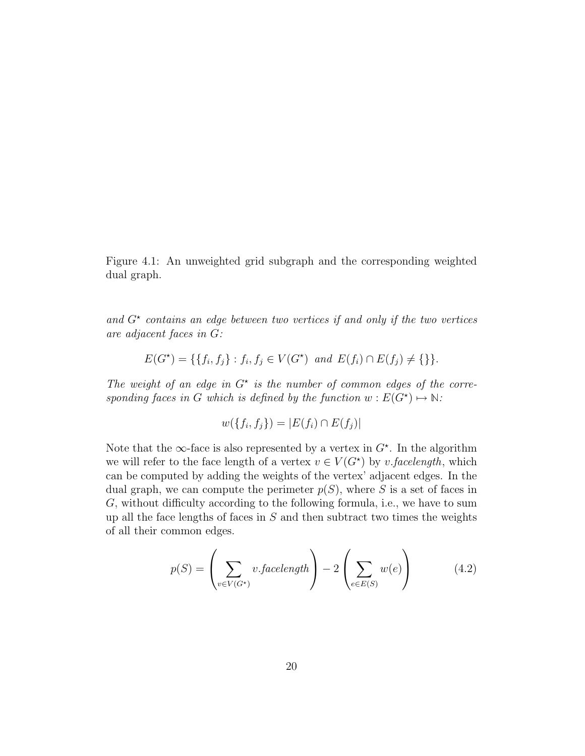Figure 4.1: An unweighted grid subgraph and the corresponding weighted dual graph.

*and $G^\star$ contains an edge between two vertices if and only if the two vertices are adjacent faces in $G$:*

$$E(G^\star) = \{\{f_i, f_j\} : f_i, f_j \in V(G^\star) \text{ and } E(f_i) \cap E(f_j) \neq \{\}\}.$$

*The weight of an edge in $G^\star$ is the number of common edges of the corresponding faces in $G$ which is defined by the function $w : E(G^\star) \mapsto \mathbb{N}$:*

$$w(\{f_i, f_j\}) = |E(f_i) \cap E(f_j)|$$

Note that the $\infty$-face is also represented by a vertex in $G^\star$. In the algorithm we will refer to the face length of a vertex $v \in V(G^\star)$ by *v.facelength*, which can be computed by adding the weights of the vertex' adjacent edges. In the dual graph, we can compute the perimeter $p(S)$, where $S$ is a set of faces in $G$, without difficulty according to the following formula, i.e., we have to sum up all the face lengths of faces in $S$ and then subtract two times the weights of all their common edges.

$$p(S) = \left( \sum_{v \in V(G^\star)} v.\mathit{facelength} \right) - 2 \left( \sum_{e \in E(S)} w(e) \right) \tag{4.2}$$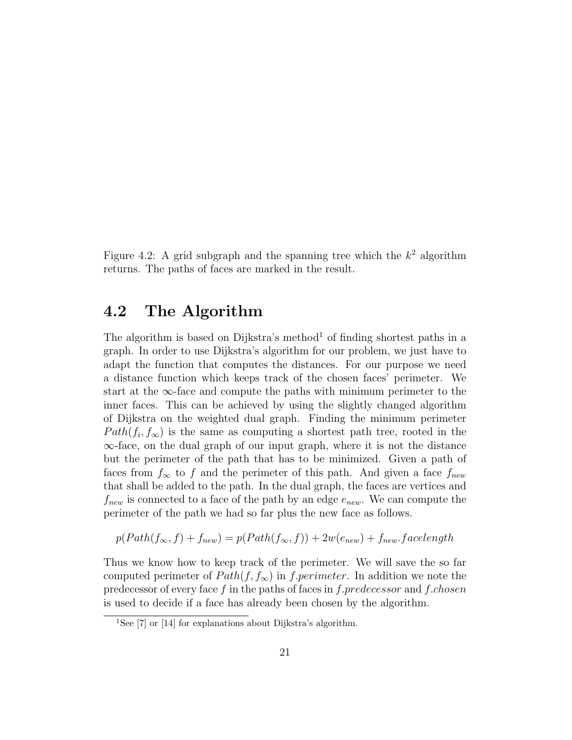Figure 4.2: A grid subgraph and the spanning tree which the $k^2$ algorithm returns. The paths of faces are marked in the result.

## 4.2 The Algorithm

The algorithm is based on Dijkstra's method[1] of finding shortest paths in a graph. In order to use Dijkstra's algorithm for our problem, we just have to adapt the function that computes the distances. For our purpose we need a distance function which keeps track of the chosen faces' perimeter. We start at the $\infty$-face and compute the paths with minimum perimeter to the inner faces. This can be achieved by using the slightly changed algorithm of Dijkstra on the weighted dual graph. Finding the minimum perimeter $Path(f_i, f_\infty)$ is the same as computing a shortest path tree, rooted in the $\infty$-face, on the dual graph of our input graph, where it is not the distance but the perimeter of the path that has to be minimized. Given a path of faces from $f_\infty$ to $f$ and the perimeter of this path. And given a face $f_{new}$ that shall be added to the path. In the dual graph, the faces are vertices and $f_{new}$ is connected to a face of the path by an edge $e_{new}$. We can compute the perimeter of the path we had so far plus the new face as follows.

$$p(Path(f_\infty, f) + f_{new}) = p(Path(f_\infty, f)) + 2w(e_{new}) + f_{new}.facelength$$

Thus we know how to keep track of the perimeter. We will save the so far computed perimeter of $Path(f, f_\infty)$ in $f.perimeter$. In addition we note the predecessor of every face $f$ in the paths of faces in $f.predecessor$ and $f.chosen$ is used to decide if a face has already been chosen by the algorithm.

[1]See [7] or [14] for explanations about Dijkstra's algorithm.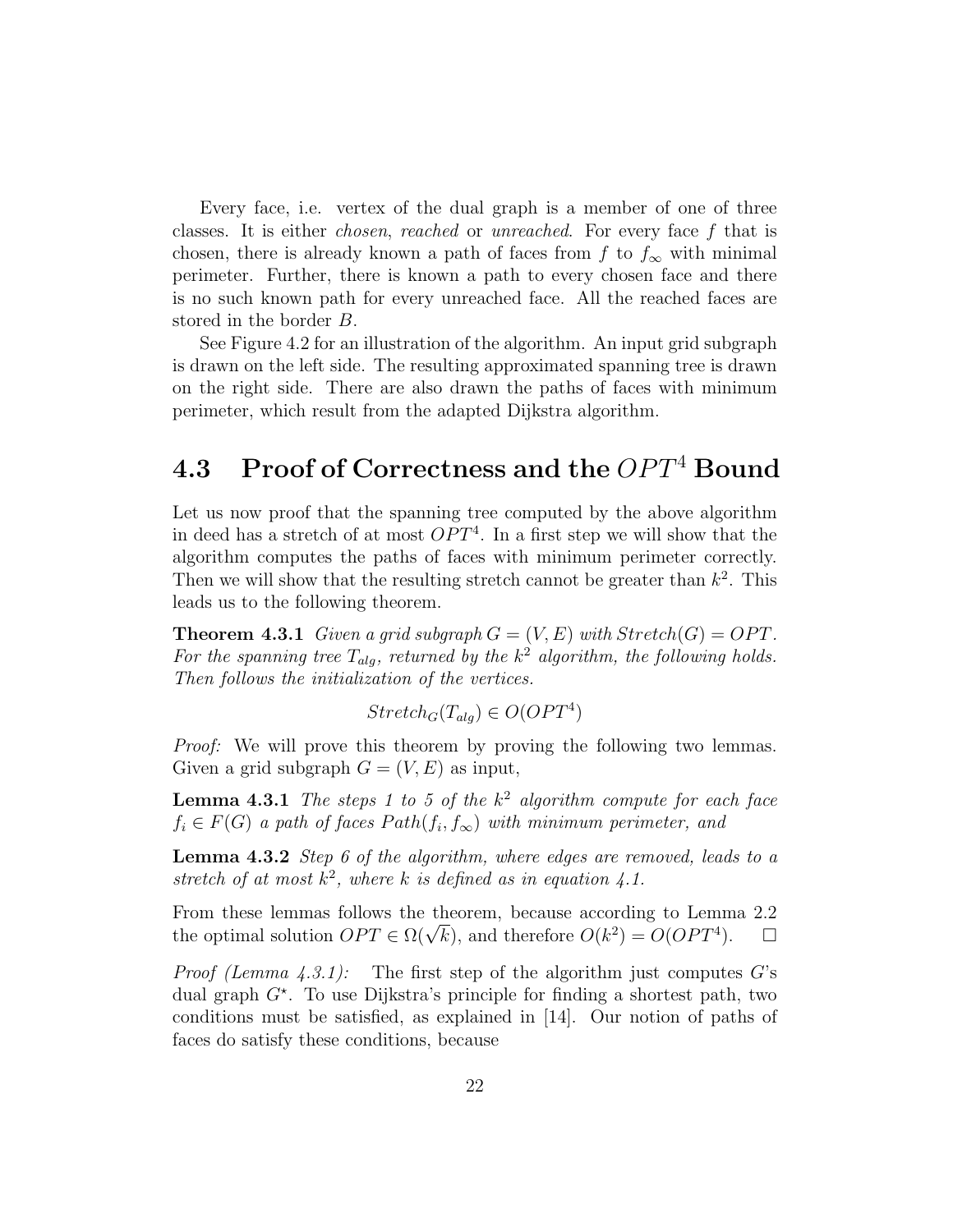Every face, i.e. vertex of the dual graph is a member of one of three classes. It is either *chosen*, *reached* or *unreached*. For every face $f$ that is chosen, there is already known a path of faces from $f$ to $f_\infty$ with minimal perimeter. Further, there is known a path to every chosen face and there is no such known path for every unreached face. All the reached faces are stored in the border $B$.

See Figure 4.2 for an illustration of the algorithm. An input grid subgraph is drawn on the left side. The resulting approximated spanning tree is drawn on the right side. There are also drawn the paths of faces with minimum perimeter, which result from the adapted Dijkstra algorithm.

## 4.3 Proof of Correctness and the $OPT^4$ Bound

Let us now proof that the spanning tree computed by the above algorithm in deed has a stretch of at most $OPT^4$. In a first step we will show that the algorithm computes the paths of faces with minimum perimeter correctly. Then we will show that the resulting stretch cannot be greater than $k^2$. This leads us to the following theorem.

**Theorem 4.3.1** *Given a grid subgraph $G = (V, E)$ with $Stretch(G) = OPT$. For the spanning tree $T_{alg}$, returned by the $k^2$ algorithm, the following holds. Then follows the initialization of the vertices.*

$$Stretch_G(T_{alg}) \in O(OPT^4)$$

*Proof:* We will prove this theorem by proving the following two lemmas. Given a grid subgraph $G = (V, E)$ as input,

**Lemma 4.3.1** *The steps 1 to 5 of the $k^2$ algorithm compute for each face $f_i \in F(G)$ a path of faces $Path(f_i, f_\infty)$ with minimum perimeter, and*

**Lemma 4.3.2** *Step 6 of the algorithm, where edges are removed, leads to a stretch of at most $k^2$, where $k$ is defined as in equation 4.1.*

From these lemmas follows the theorem, because according to Lemma 2.2 the optimal solution $OPT \in \Omega(\sqrt{k})$, and therefore $O(k^2) = O(OPT^4)$. $\square$

*Proof (Lemma 4.3.1):* The first step of the algorithm just computes $G$'s dual graph $G^\star$. To use Dijkstra's principle for finding a shortest path, two conditions must be satisfied, as explained in [14]. Our notion of paths of faces do satisfy these conditions, because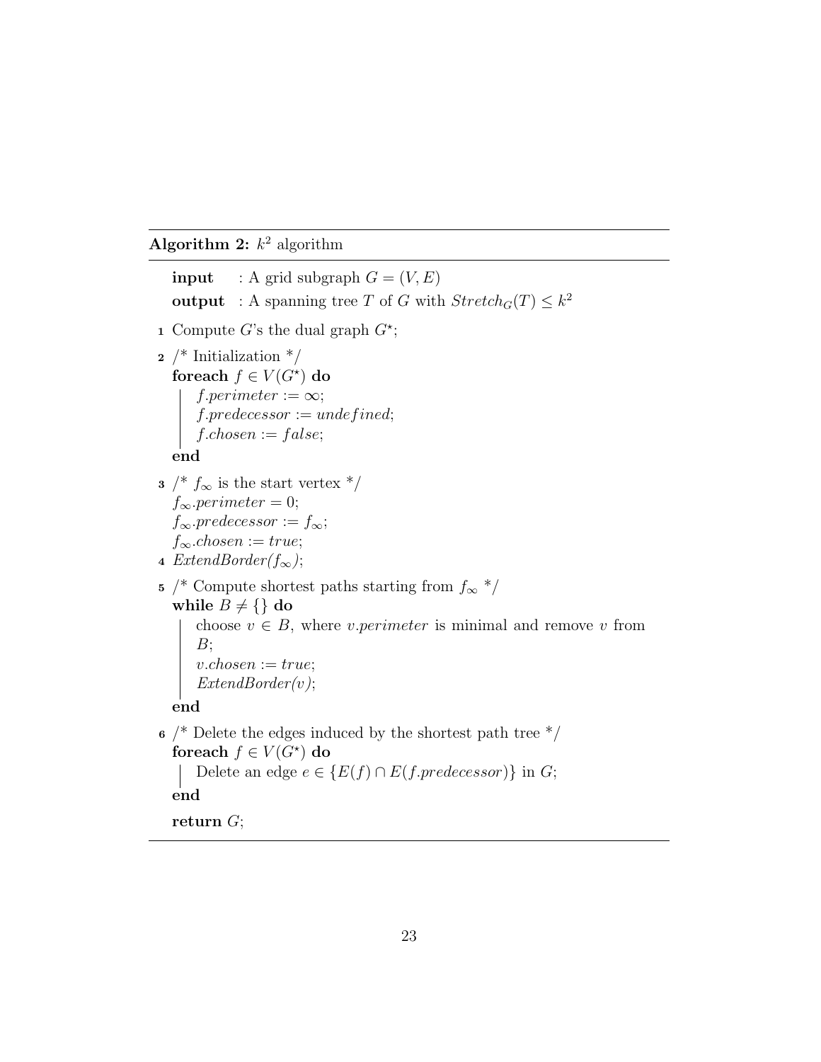**Algorithm 2:** $k^2$ algorithm

**input** : A grid subgraph $G = (V, E)$
**output** : A spanning tree $T$ of $G$ with $Stretch_G(T) \leq k^2$

```
1  Compute G's the dual graph G*;
2  /* Initialization */
   foreach f ∈ V(G*) do
       f.perimeter := ∞;
       f.predecessor := undefined;
       f.chosen := false;
   end
3  /* f∞ is the start vertex */
   f∞.perimeter = 0;
   f∞.predecessor := f∞;
   f∞.chosen := true;
4  ExtendBorder(f∞);
5  /* Compute shortest paths starting from f∞ */
   while B ≠ {} do
       choose v ∈ B, where v.perimeter is minimal and remove v from
       B;
       v.chosen := true;
       ExtendBorder(v);
   end
6  /* Delete the edges induced by the shortest path tree */
   foreach f ∈ V(G*) do
       Delete an edge e ∈ {E(f) ∩ E(f.predecessor)} in G;
   end
   return G;
```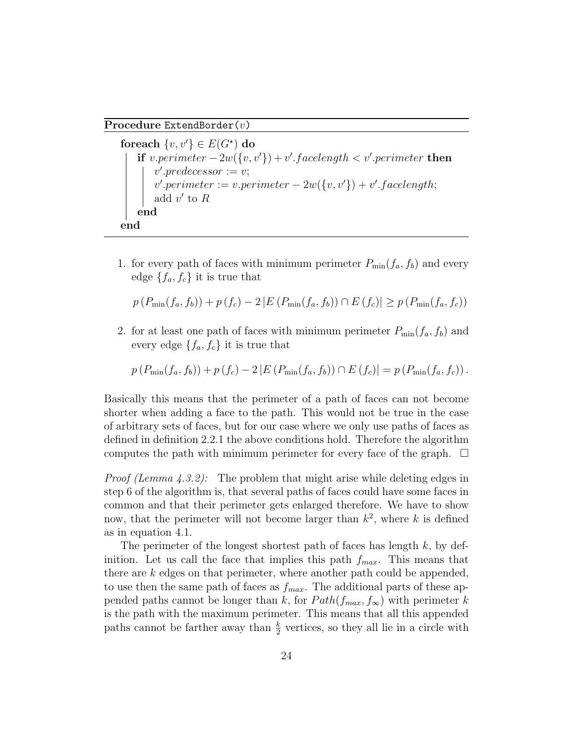**Procedure** `ExtendBorder(`$v$`)`

```
foreach {v, v'} ∈ E(G*) do
    if v.perimeter − 2w({v, v'}) + v'.facelength < v'.perimeter then
        v'.predecessor := v;
        v'.perimeter := v.perimeter − 2w({v, v'}) + v'.facelength;
        add v' to R
    end
end
```

1. for every path of faces with minimum perimeter $P_{\min}(f_a, f_b)$ and every edge $\{f_a, f_c\}$ it is true that

$$p\left(P_{\min}(f_a, f_b)\right) + p\left(f_c\right) - 2\left|E\left(P_{\min}(f_a, f_b)\right) \cap E\left(f_c\right)\right| \geq p\left(P_{\min}(f_a, f_c)\right)$$

2. for at least one path of faces with minimum perimeter $P_{\min}(f_a, f_b)$ and every edge $\{f_a, f_c\}$ it is true that

$$p\left(P_{\min}(f_a, f_b)\right) + p\left(f_c\right) - 2\left|E\left(P_{\min}(f_a, f_b)\right) \cap E\left(f_c\right)\right| = p\left(P_{\min}(f_a, f_c)\right).$$

Basically this means that the perimeter of a path of faces can not become shorter when adding a face to the path. This would not be true in the case of arbitrary sets of faces, but for our case where we only use paths of faces as defined in definition 2.2.1 the above conditions hold. Therefore the algorithm computes the path with minimum perimeter for every face of the graph. □

*Proof (Lemma 4.3.2):* The problem that might arise while deleting edges in step 6 of the algorithm is, that several paths of faces could have some faces in common and that their perimeter gets enlarged therefore. We have to show now, that the perimeter will not become larger than $k^2$, where $k$ is defined as in equation 4.1.

The perimeter of the longest shortest path of faces has length $k$, by definition. Let us call the face that implies this path $f_{max}$. This means that there are $k$ edges on that perimeter, where another path could be appended, to use then the same path of faces as $f_{max}$. The additional parts of these appended paths cannot be longer than $k$, for $Path(f_{max}, f_{\infty})$ with perimeter $k$ is the path with the maximum perimeter. This means that all this appended paths cannot be farther away than $\frac{k}{2}$ vertices, so they all lie in a circle with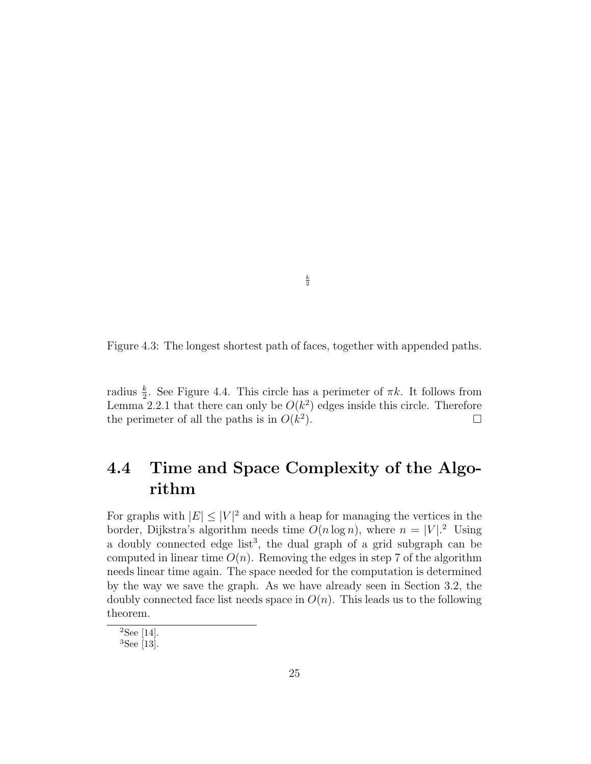$\frac{k}{2}$

Figure 4.3: The longest shortest path of faces, together with appended paths.

radius $\frac{k}{2}$. See Figure 4.4. This circle has a perimeter of $\pi k$. It follows from Lemma 2.2.1 that there can only be $O(k^2)$ edges inside this circle. Therefore the perimeter of all the paths is in $O(k^2)$. □

## 4.4 Time and Space Complexity of the Algorithm

For graphs with $|E| \leq |V|^2$ and with a heap for managing the vertices in the border, Dijkstra's algorithm needs time $O(n \log n)$, where $n = |V|$.[2] Using a doubly connected edge list[3], the dual graph of a grid subgraph can be computed in linear time $O(n)$. Removing the edges in step 7 of the algorithm needs linear time again. The space needed for the computation is determined by the way we save the graph. As we have already seen in Section 3.2, the doubly connected face list needs space in $O(n)$. This leads us to the following theorem.

[2] See [14].

[3] See [13].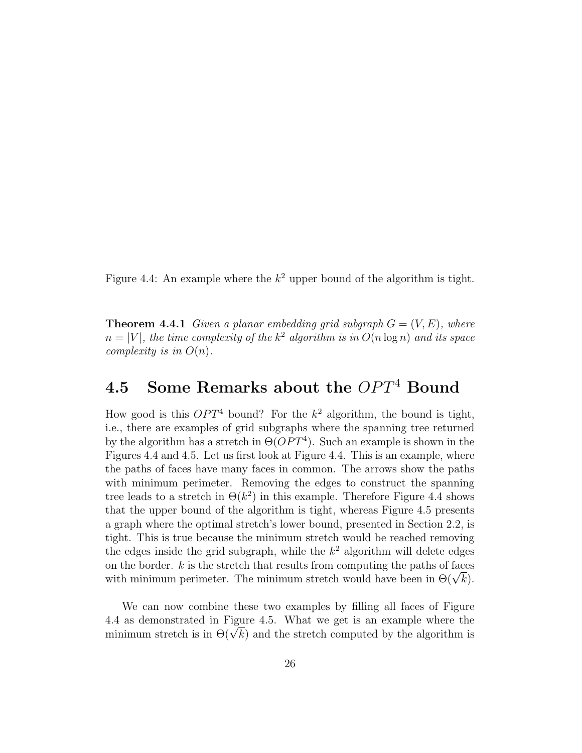Figure 4.4: An example where the $k^2$ upper bound of the algorithm is tight.

**Theorem 4.4.1** *Given a planar embedding grid subgraph $G = (V, E)$, where $n = |V|$, the time complexity of the $k^2$ algorithm is in $O(n \log n)$ and its space complexity is in $O(n)$.*

## 4.5 Some Remarks about the $OPT^4$ Bound

How good is this $OPT^4$ bound? For the $k^2$ algorithm, the bound is tight, i.e., there are examples of grid subgraphs where the spanning tree returned by the algorithm has a stretch in $\Theta(OPT^4)$. Such an example is shown in the Figures 4.4 and 4.5. Let us first look at Figure 4.4. This is an example, where the paths of faces have many faces in common. The arrows show the paths with minimum perimeter. Removing the edges to construct the spanning tree leads to a stretch in $\Theta(k^2)$ in this example. Therefore Figure 4.4 shows that the upper bound of the algorithm is tight, whereas Figure 4.5 presents a graph where the optimal stretch's lower bound, presented in Section 2.2, is tight. This is true because the minimum stretch would be reached removing the edges inside the grid subgraph, while the $k^2$ algorithm will delete edges on the border. $k$ is the stretch that results from computing the paths of faces with minimum perimeter. The minimum stretch would have been in $\Theta(\sqrt{k})$.

We can now combine these two examples by filling all faces of Figure 4.4 as demonstrated in Figure 4.5. What we get is an example where the minimum stretch is in $\Theta(\sqrt{k})$ and the stretch computed by the algorithm is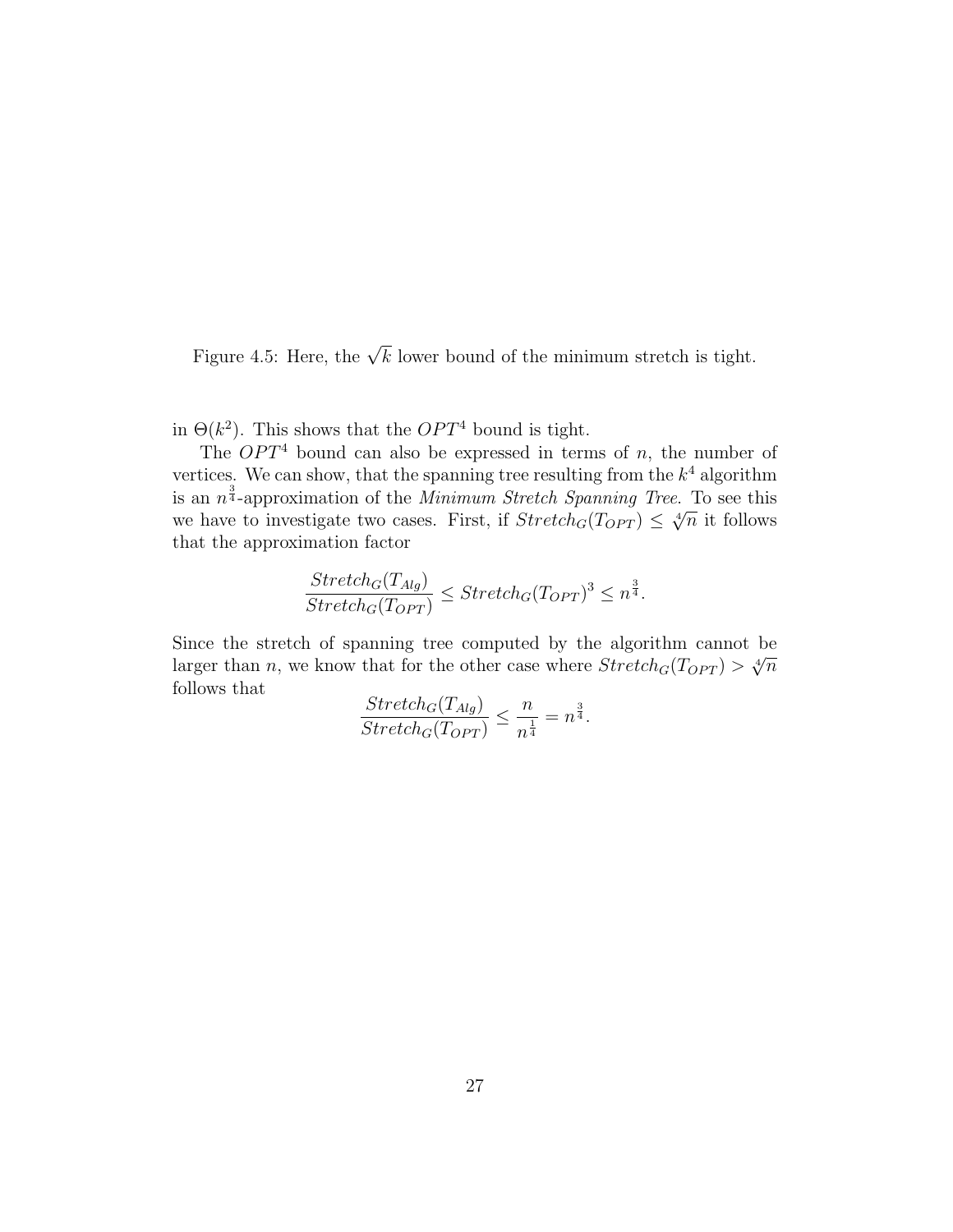Figure 4.5: Here, the $\sqrt{k}$ lower bound of the minimum stretch is tight.

in $\Theta(k^2)$. This shows that the $OPT^4$ bound is tight.

The $OPT^4$ bound can also be expressed in terms of $n$, the number of vertices. We can show, that the spanning tree resulting from the $k^4$ algorithm is an $n^{\frac{3}{4}}$-approximation of the *Minimum Stretch Spanning Tree*. To see this we have to investigate two cases. First, if $Stretch_G(T_{OPT}) \leq \sqrt[4]{n}$ it follows that the approximation factor

$$\frac{Stretch_G(T_{Alg})}{Stretch_G(T_{OPT})} \leq Stretch_G(T_{OPT})^3 \leq n^{\frac{3}{4}}.$$

Since the stretch of spanning tree computed by the algorithm cannot be larger than $n$, we know that for the other case where $Stretch_G(T_{OPT}) > \sqrt[4]{n}$ follows that

$$\frac{Stretch_G(T_{Alg})}{Stretch_G(T_{OPT})} \leq \frac{n}{n^{\frac{1}{4}}} = n^{\frac{3}{4}}.$$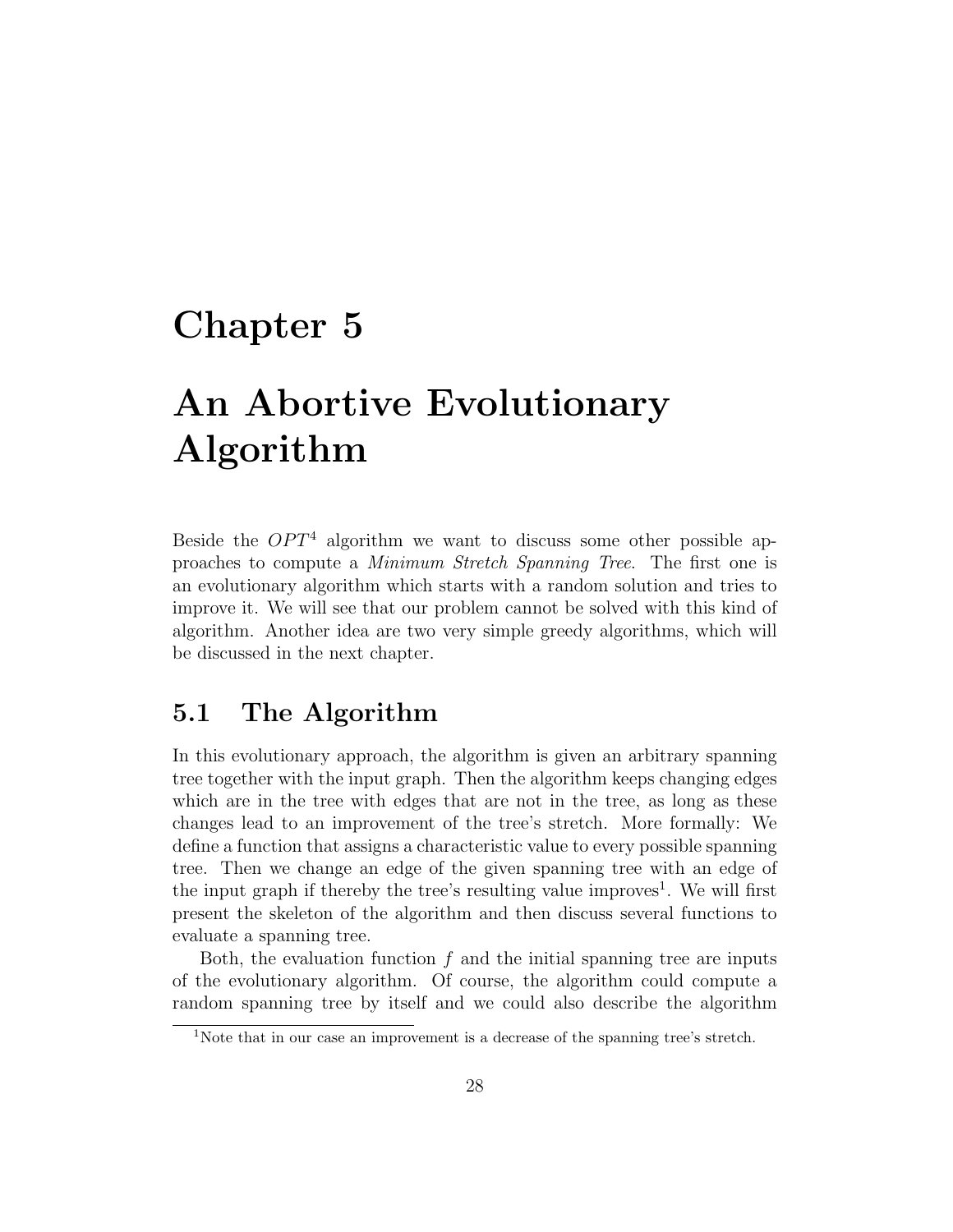# Chapter 5

# An Abortive Evolutionary Algorithm

Beside the $OPT^4$ algorithm we want to discuss some other possible approaches to compute a *Minimum Stretch Spanning Tree*. The first one is an evolutionary algorithm which starts with a random solution and tries to improve it. We will see that our problem cannot be solved with this kind of algorithm. Another idea are two very simple greedy algorithms, which will be discussed in the next chapter.

## 5.1 The Algorithm

In this evolutionary approach, the algorithm is given an arbitrary spanning tree together with the input graph. Then the algorithm keeps changing edges which are in the tree with edges that are not in the tree, as long as these changes lead to an improvement of the tree's stretch. More formally: We define a function that assigns a characteristic value to every possible spanning tree. Then we change an edge of the given spanning tree with an edge of the input graph if thereby the tree's resulting value improves[1]. We will first present the skeleton of the algorithm and then discuss several functions to evaluate a spanning tree.

Both, the evaluation function $f$ and the initial spanning tree are inputs of the evolutionary algorithm. Of course, the algorithm could compute a random spanning tree by itself and we could also describe the algorithm

[1] Note that in our case an improvement is a decrease of the spanning tree's stretch.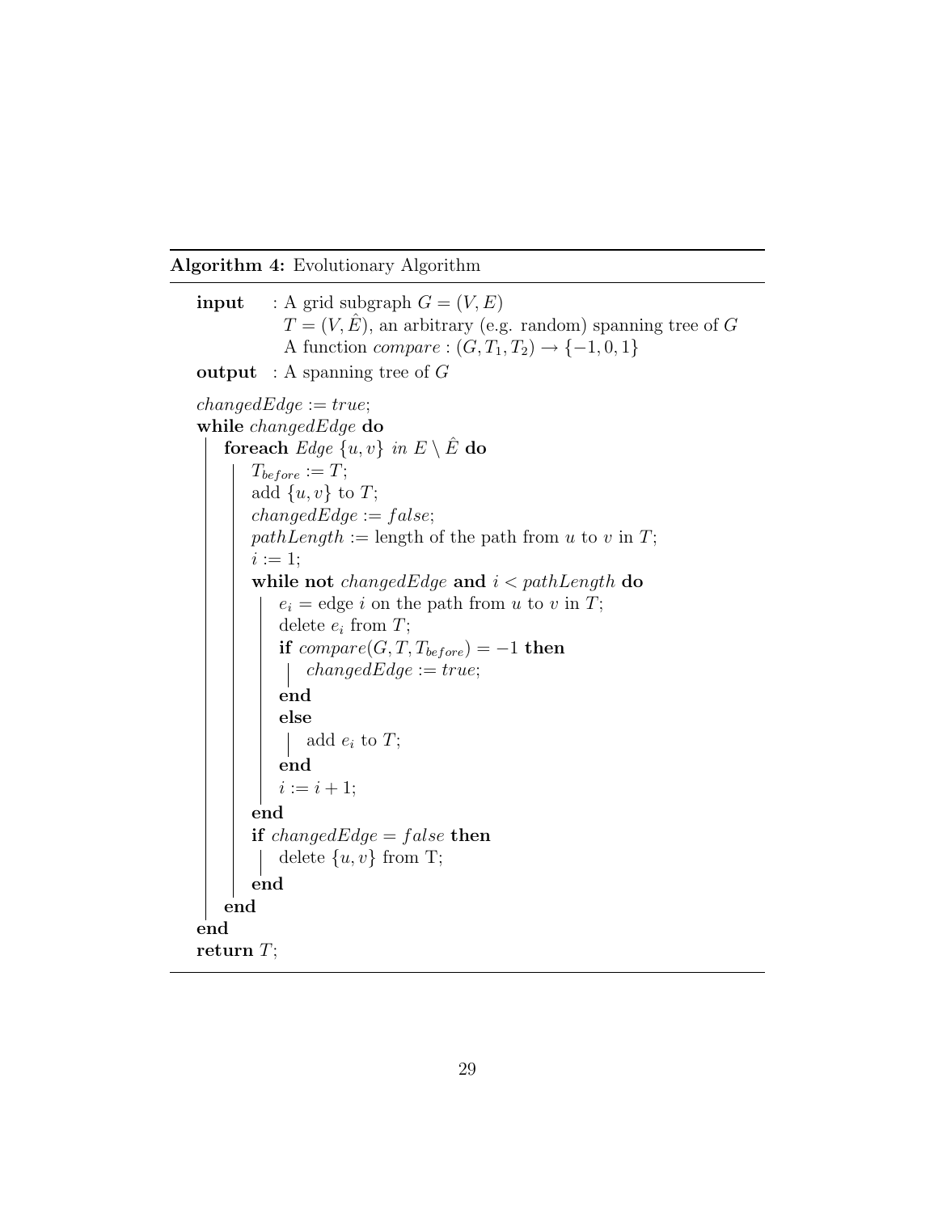**Algorithm 4:** Evolutionary Algorithm

```
input   : A grid subgraph G = (V, E)
          T = (V, Ê), an arbitrary (e.g. random) spanning tree of G
          A function compare : (G, T_1, T_2) → {−1, 0, 1}
output  : A spanning tree of G

changedEdge := true;
while changedEdge do
    foreach Edge {u, v} in E \ Ê do
        T_before := T;
        add {u, v} to T;
        changedEdge := false;
        pathLength := length of the path from u to v in T;
        i := 1;
        while not changedEdge and i < pathLength do
            e_i = edge i on the path from u to v in T;
            delete e_i from T;
            if compare(G, T, T_before) = −1 then
                changedEdge := true;
            end
            else
                add e_i to T;
            end
            i := i + 1;
        end
        if changedEdge = false then
            delete {u, v} from T;
        end
    end
end
return T;
```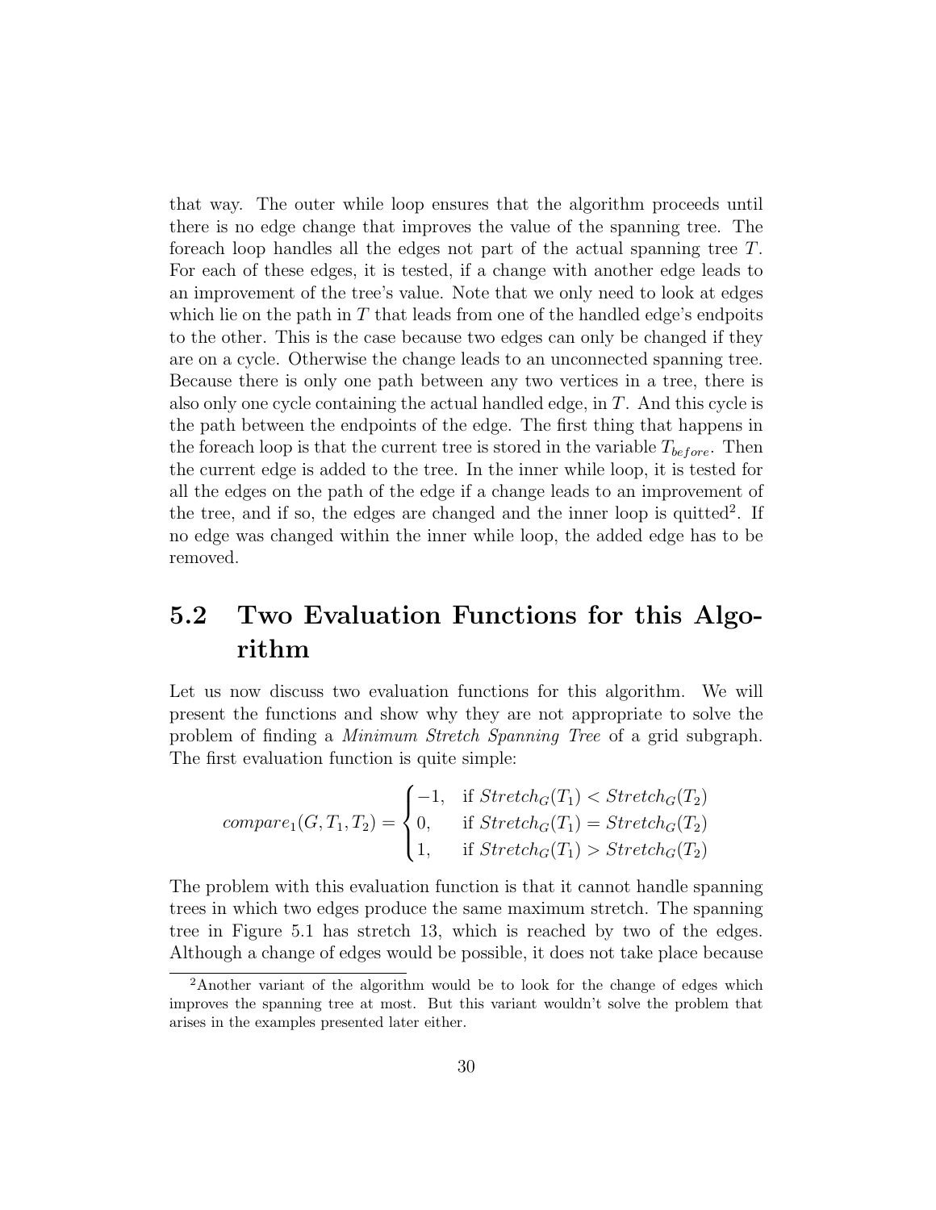that way. The outer while loop ensures that the algorithm proceeds until there is no edge change that improves the value of the spanning tree. The foreach loop handles all the edges not part of the actual spanning tree $T$. For each of these edges, it is tested, if a change with another edge leads to an improvement of the tree's value. Note that we only need to look at edges which lie on the path in $T$ that leads from one of the handled edge's endpoits to the other. This is the case because two edges can only be changed if they are on a cycle. Otherwise the change leads to an unconnected spanning tree. Because there is only one path between any two vertices in a tree, there is also only one cycle containing the actual handled edge, in $T$. And this cycle is the path between the endpoints of the edge. The first thing that happens in the foreach loop is that the current tree is stored in the variable $T_{before}$. Then the current edge is added to the tree. In the inner while loop, it is tested for all the edges on the path of the edge if a change leads to an improvement of the tree, and if so, the edges are changed and the inner loop is quitted[2]. If no edge was changed within the inner while loop, the added edge has to be removed.

## 5.2 Two Evaluation Functions for this Algorithm

Let us now discuss two evaluation functions for this algorithm. We will present the functions and show why they are not appropriate to solve the problem of finding a *Minimum Stretch Spanning Tree* of a grid subgraph. The first evaluation function is quite simple:

$$compare_1(G, T_1, T_2) = \begin{cases} -1, & \text{if } Stretch_G(T_1) < Stretch_G(T_2) \\ 0, & \text{if } Stretch_G(T_1) = Stretch_G(T_2) \\ 1, & \text{if } Stretch_G(T_1) > Stretch_G(T_2) \end{cases}$$

The problem with this evaluation function is that it cannot handle spanning trees in which two edges produce the same maximum stretch. The spanning tree in Figure 5.1 has stretch 13, which is reached by two of the edges. Although a change of edges would be possible, it does not take place because

[2] Another variant of the algorithm would be to look for the change of edges which improves the spanning tree at most. But this variant wouldn't solve the problem that arises in the examples presented later either.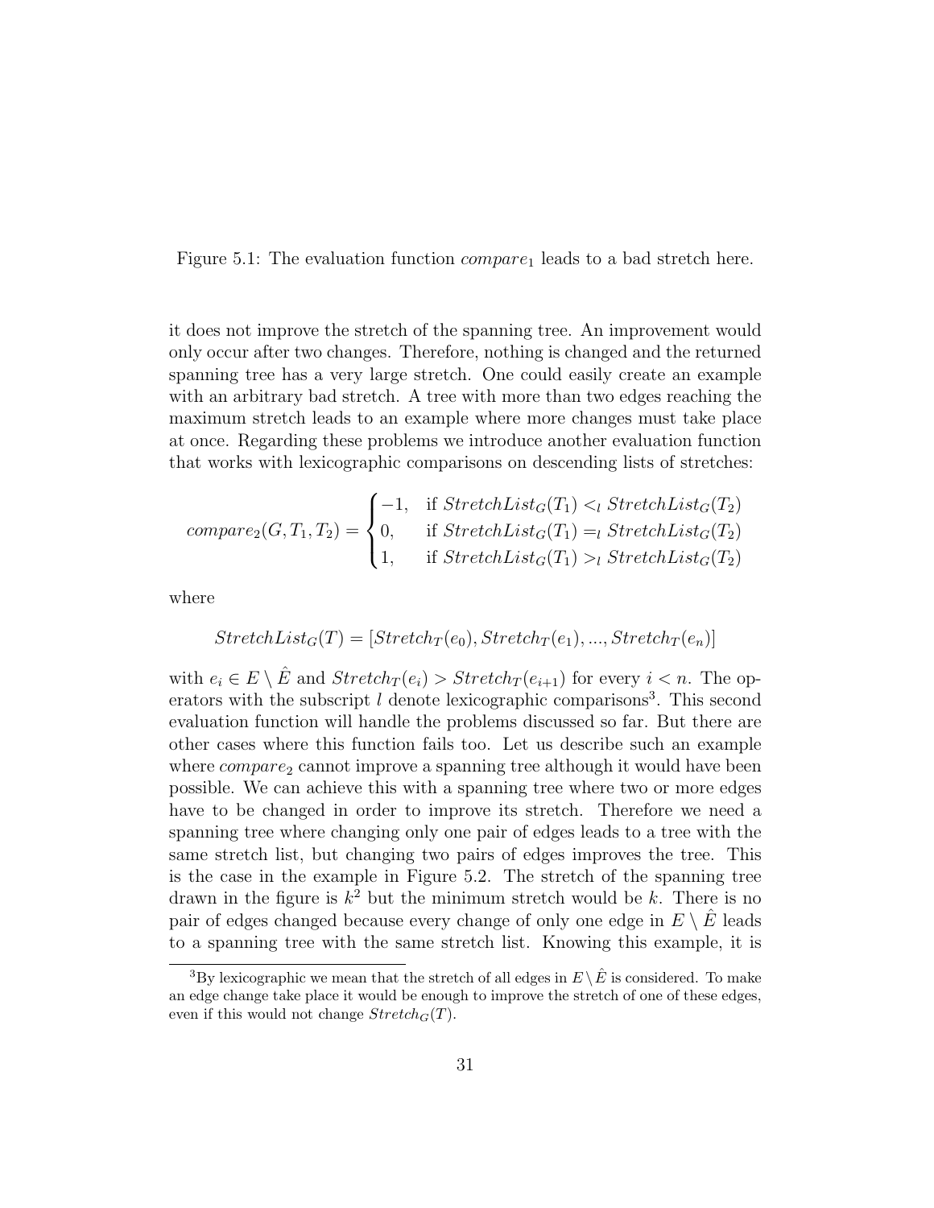Figure 5.1: The evaluation function $compare_1$ leads to a bad stretch here.

it does not improve the stretch of the spanning tree. An improvement would only occur after two changes. Therefore, nothing is changed and the returned spanning tree has a very large stretch. One could easily create an example with an arbitrary bad stretch. A tree with more than two edges reaching the maximum stretch leads to an example where more changes must take place at once. Regarding these problems we introduce another evaluation function that works with lexicographic comparisons on descending lists of stretches:

$$compare_2(G, T_1, T_2) = \begin{cases} -1, & \text{if } StretchList_G(T_1) <_l StretchList_G(T_2) \\ 0, & \text{if } StretchList_G(T_1) =_l StretchList_G(T_2) \\ 1, & \text{if } StretchList_G(T_1) >_l StretchList_G(T_2) \end{cases}$$

where

$$StretchList_G(T) = [Stretch_T(e_0), Stretch_T(e_1), ..., Stretch_T(e_n)]$$

with $e_i \in E \setminus \hat{E}$ and $Stretch_T(e_i) > Stretch_T(e_{i+1})$ for every $i < n$. The operators with the subscript $l$ denote lexicographic comparisons[3]. This second evaluation function will handle the problems discussed so far. But there are other cases where this function fails too. Let us describe such an example where $compare_2$ cannot improve a spanning tree although it would have been possible. We can achieve this with a spanning tree where two or more edges have to be changed in order to improve its stretch. Therefore we need a spanning tree where changing only one pair of edges leads to a tree with the same stretch list, but changing two pairs of edges improves the tree. This is the case in the example in Figure 5.2. The stretch of the spanning tree drawn in the figure is $k^2$ but the minimum stretch would be $k$. There is no pair of edges changed because every change of only one edge in $E \setminus \hat{E}$ leads to a spanning tree with the same stretch list. Knowing this example, it is

[3]By lexicographic we mean that the stretch of all edges in $E \setminus \hat{E}$ is considered. To make an edge change take place it would be enough to improve the stretch of one of these edges, even if this would not change $Stretch_G(T)$.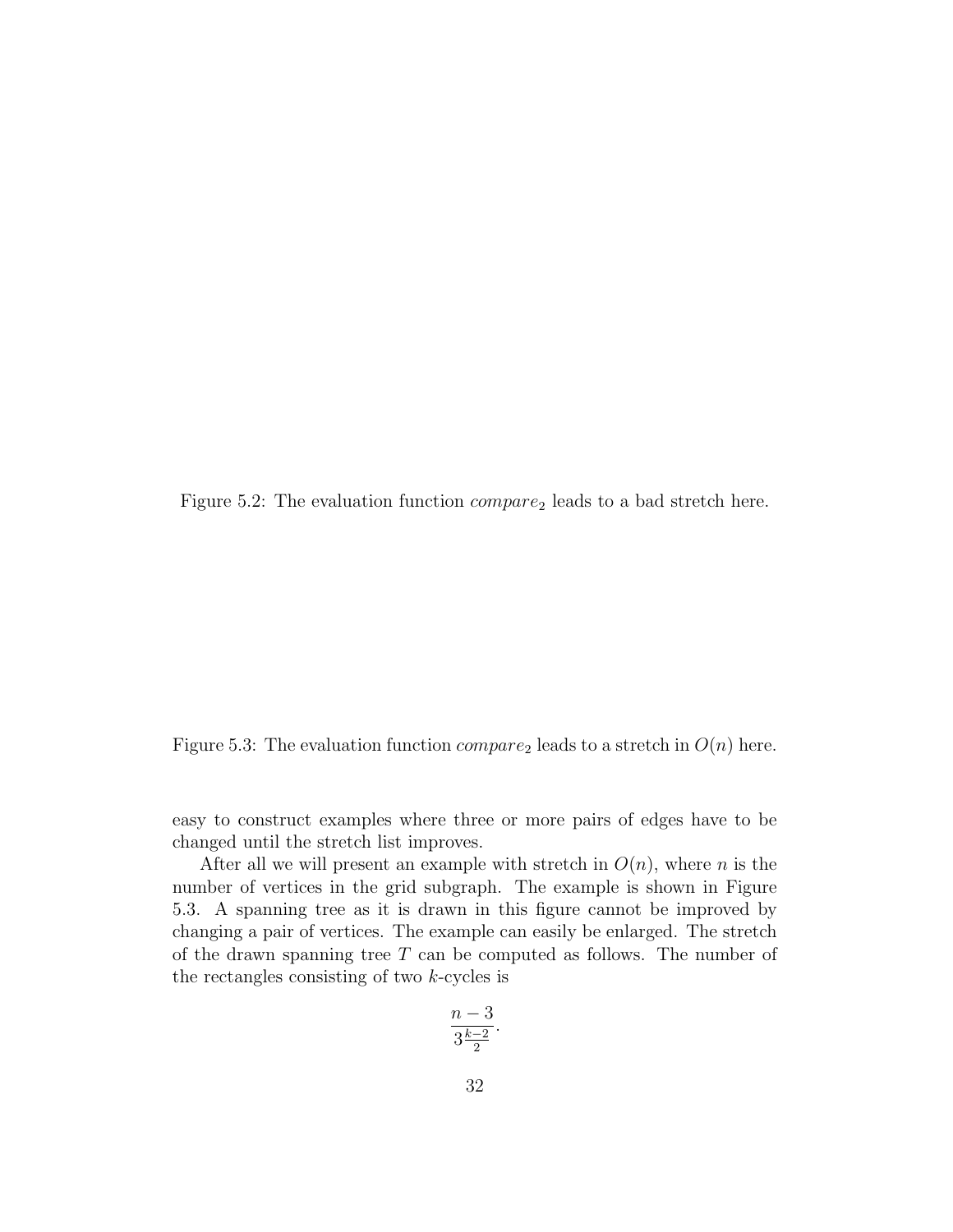Figure 5.2: The evaluation function $compare_2$ leads to a bad stretch here.

Figure 5.3: The evaluation function $compare_2$ leads to a stretch in $O(n)$ here.

easy to construct examples where three or more pairs of edges have to be changed until the stretch list improves.

After all we will present an example with stretch in $O(n)$, where $n$ is the number of vertices in the grid subgraph. The example is shown in Figure 5.3. A spanning tree as it is drawn in this figure cannot be improved by changing a pair of vertices. The example can easily be enlarged. The stretch of the drawn spanning tree $T$ can be computed as follows. The number of the rectangles consisting of two $k$-cycles is

$$\frac{n-3}{3\frac{k-2}{2}}.$$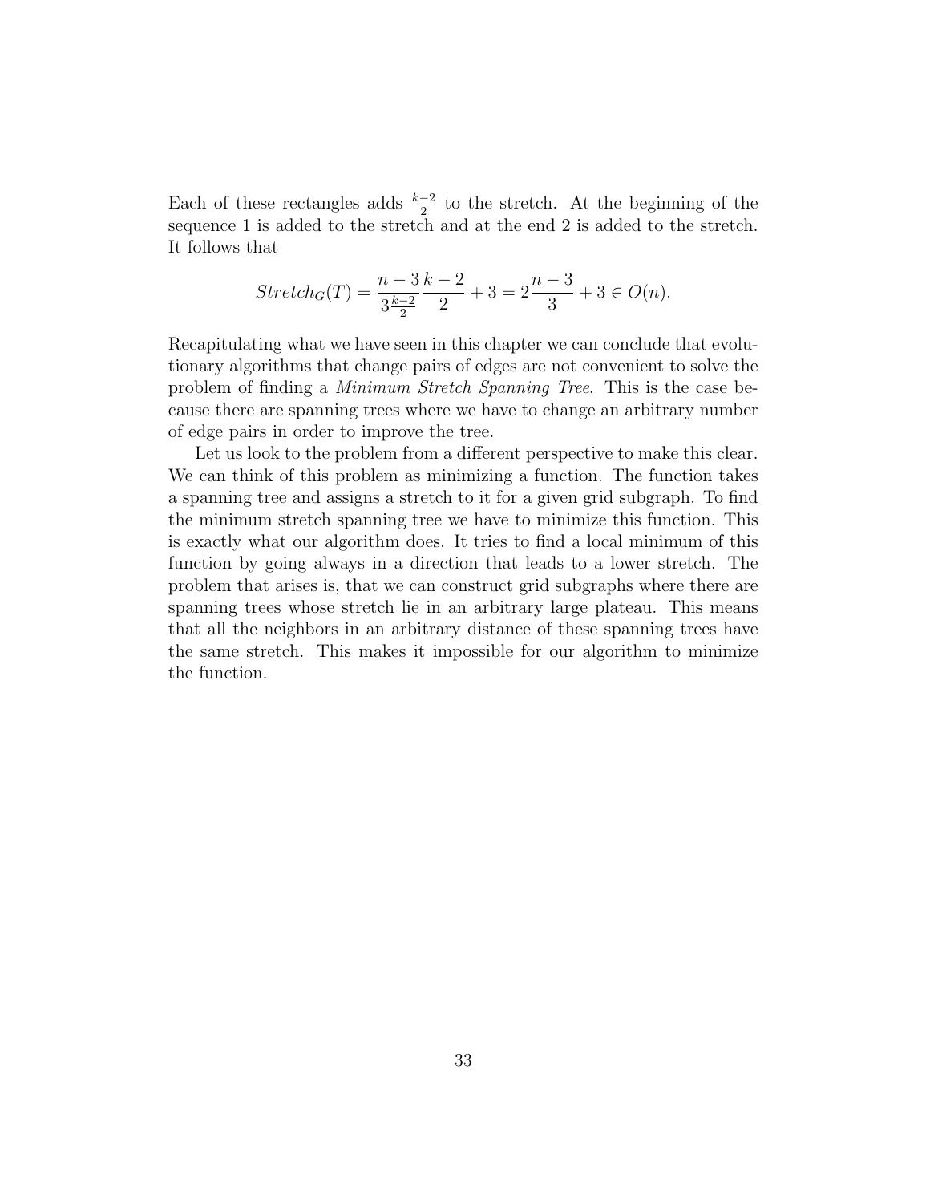Each of these rectangles adds $\frac{k-2}{2}$ to the stretch. At the beginning of the sequence 1 is added to the stretch and at the end 2 is added to the stretch. It follows that

$$Stretch_G(T) = \frac{n-3}{3\frac{k-2}{2}}\frac{k-2}{2} + 3 = 2\frac{n-3}{3} + 3 \in O(n).$$

Recapitulating what we have seen in this chapter we can conclude that evolutionary algorithms that change pairs of edges are not convenient to solve the problem of finding a *Minimum Stretch Spanning Tree*. This is the case because there are spanning trees where we have to change an arbitrary number of edge pairs in order to improve the tree.

Let us look to the problem from a different perspective to make this clear. We can think of this problem as minimizing a function. The function takes a spanning tree and assigns a stretch to it for a given grid subgraph. To find the minimum stretch spanning tree we have to minimize this function. This is exactly what our algorithm does. It tries to find a local minimum of this function by going always in a direction that leads to a lower stretch. The problem that arises is, that we can construct grid subgraphs where there are spanning trees whose stretch lie in an arbitrary large plateau. This means that all the neighbors in an arbitrary distance of these spanning trees have the same stretch. This makes it impossible for our algorithm to minimize the function.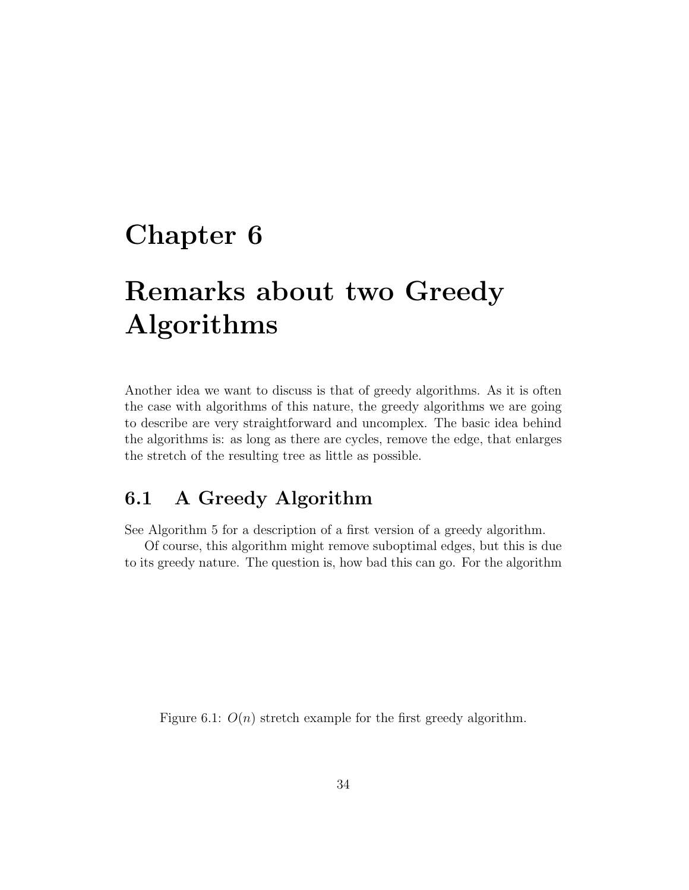# Chapter 6

# Remarks about two Greedy Algorithms

Another idea we want to discuss is that of greedy algorithms. As it is often the case with algorithms of this nature, the greedy algorithms we are going to describe are very straightforward and uncomplex. The basic idea behind the algorithms is: as long as there are cycles, remove the edge, that enlarges the stretch of the resulting tree as little as possible.

## 6.1 A Greedy Algorithm

See Algorithm 5 for a description of a first version of a greedy algorithm.

Of course, this algorithm might remove suboptimal edges, but this is due to its greedy nature. The question is, how bad this can go. For the algorithm

Figure 6.1: $O(n)$ stretch example for the first greedy algorithm.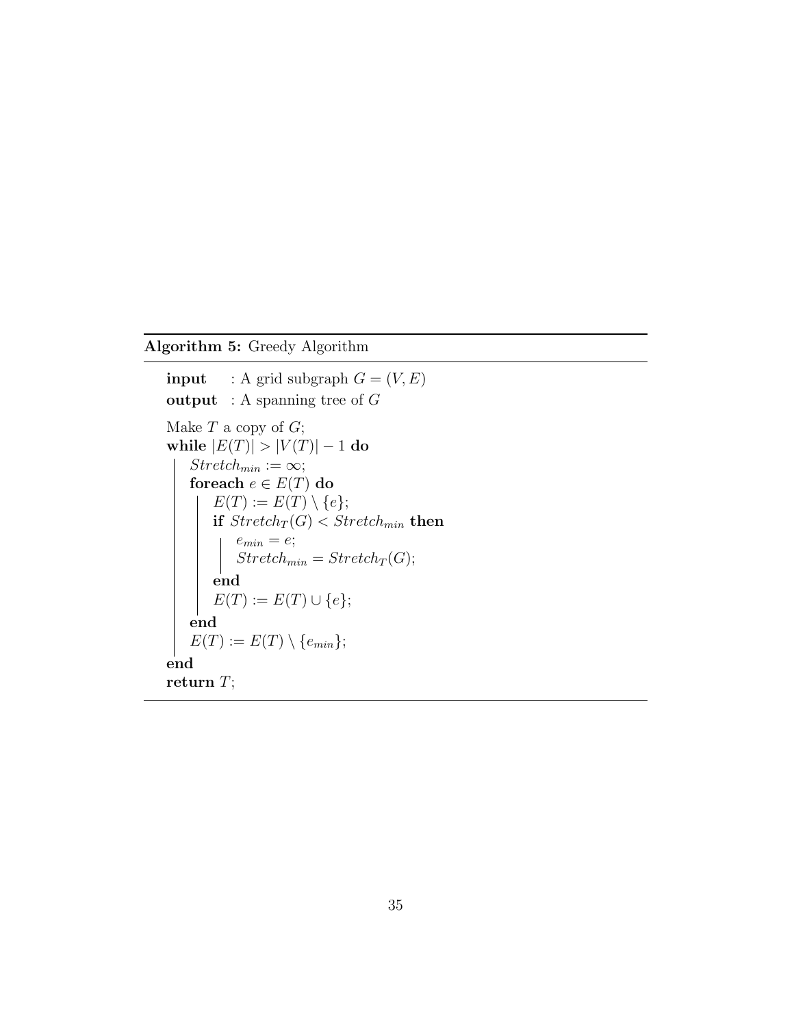**Algorithm 5:** Greedy Algorithm

```
input   : A grid subgraph G = (V, E)
output  : A spanning tree of G

Make T a copy of G;
while |E(T)| > |V(T)| − 1 do
    Stretch_min := ∞;
    foreach e ∈ E(T) do
        E(T) := E(T) \ {e};
        if Stretch_T(G) < Stretch_min then
            e_min = e;
            Stretch_min = Stretch_T(G);
        end
        E(T) := E(T) ∪ {e};
    end
    E(T) := E(T) \ {e_min};
end
return T;
```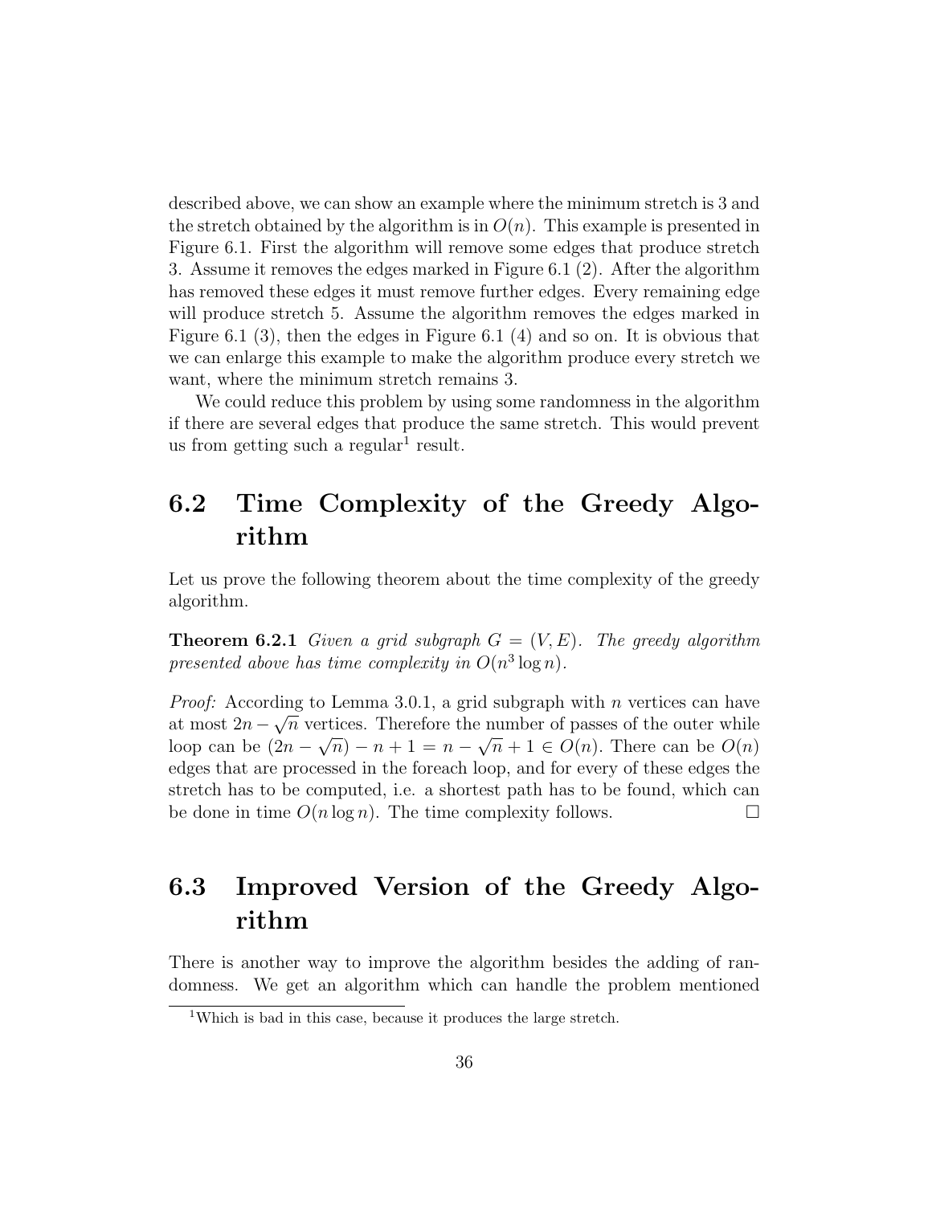described above, we can show an example where the minimum stretch is 3 and the stretch obtained by the algorithm is in $O(n)$. This example is presented in Figure 6.1. First the algorithm will remove some edges that produce stretch 3. Assume it removes the edges marked in Figure 6.1 (2). After the algorithm has removed these edges it must remove further edges. Every remaining edge will produce stretch 5. Assume the algorithm removes the edges marked in Figure 6.1 (3), then the edges in Figure 6.1 (4) and so on. It is obvious that we can enlarge this example to make the algorithm produce every stretch we want, where the minimum stretch remains 3.

We could reduce this problem by using some randomness in the algorithm if there are several edges that produce the same stretch. This would prevent us from getting such a regular[1] result.

## 6.2 Time Complexity of the Greedy Algorithm

Let us prove the following theorem about the time complexity of the greedy algorithm.

**Theorem 6.2.1** *Given a grid subgraph $G = (V, E)$. The greedy algorithm presented above has time complexity in $O(n^3 \log n)$.*

*Proof:* According to Lemma 3.0.1, a grid subgraph with $n$ vertices can have at most $2n - \sqrt{n}$ vertices. Therefore the number of passes of the outer while loop can be $(2n - \sqrt{n}) - n + 1 = n - \sqrt{n} + 1 \in O(n)$. There can be $O(n)$ edges that are processed in the foreach loop, and for every of these edges the stretch has to be computed, i.e. a shortest path has to be found, which can be done in time $O(n \log n)$. The time complexity follows. □

## 6.3 Improved Version of the Greedy Algorithm

There is another way to improve the algorithm besides the adding of randomness. We get an algorithm which can handle the problem mentioned

[1] Which is bad in this case, because it produces the large stretch.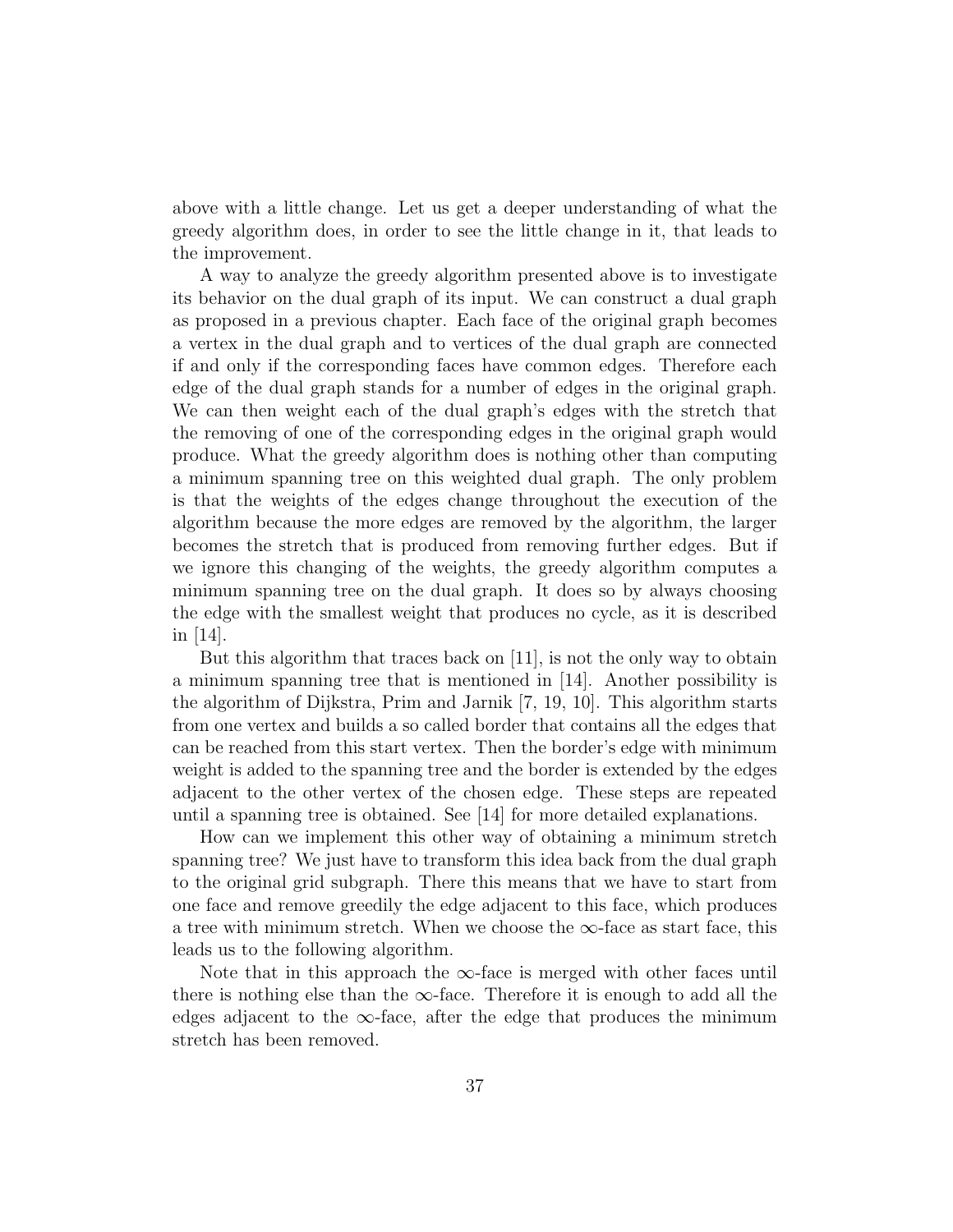above with a little change. Let us get a deeper understanding of what the greedy algorithm does, in order to see the little change in it, that leads to the improvement.

A way to analyze the greedy algorithm presented above is to investigate its behavior on the dual graph of its input. We can construct a dual graph as proposed in a previous chapter. Each face of the original graph becomes a vertex in the dual graph and to vertices of the dual graph are connected if and only if the corresponding faces have common edges. Therefore each edge of the dual graph stands for a number of edges in the original graph. We can then weight each of the dual graph's edges with the stretch that the removing of one of the corresponding edges in the original graph would produce. What the greedy algorithm does is nothing other than computing a minimum spanning tree on this weighted dual graph. The only problem is that the weights of the edges change throughout the execution of the algorithm because the more edges are removed by the algorithm, the larger becomes the stretch that is produced from removing further edges. But if we ignore this changing of the weights, the greedy algorithm computes a minimum spanning tree on the dual graph. It does so by always choosing the edge with the smallest weight that produces no cycle, as it is described in [14].

But this algorithm that traces back on [11], is not the only way to obtain a minimum spanning tree that is mentioned in [14]. Another possibility is the algorithm of Dijkstra, Prim and Jarnik [7, 19, 10]. This algorithm starts from one vertex and builds a so called border that contains all the edges that can be reached from this start vertex. Then the border's edge with minimum weight is added to the spanning tree and the border is extended by the edges adjacent to the other vertex of the chosen edge. These steps are repeated until a spanning tree is obtained. See [14] for more detailed explanations.

How can we implement this other way of obtaining a minimum stretch spanning tree? We just have to transform this idea back from the dual graph to the original grid subgraph. There this means that we have to start from one face and remove greedily the edge adjacent to this face, which produces a tree with minimum stretch. When we choose the $\infty$-face as start face, this leads us to the following algorithm.

Note that in this approach the $\infty$-face is merged with other faces until there is nothing else than the $\infty$-face. Therefore it is enough to add all the edges adjacent to the $\infty$-face, after the edge that produces the minimum stretch has been removed.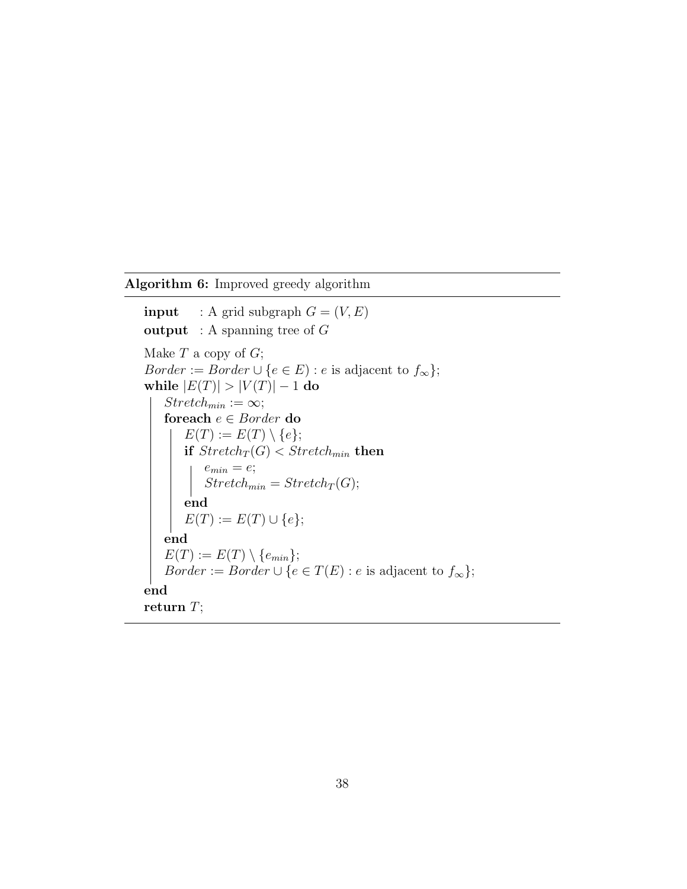**Algorithm 6:** Improved greedy algorithm

```
input   : A grid subgraph G = (V, E)
output  : A spanning tree of G

Make T a copy of G;
Border := Border ∪ {e ∈ E) : e is adjacent to f_∞};
while |E(T)| > |V(T)| − 1 do
    Stretch_min := ∞;
    foreach e ∈ Border do
        E(T) := E(T) \ {e};
        if Stretch_T(G) < Stretch_min then
            e_min = e;
            Stretch_min = Stretch_T(G);
        end
        E(T) := E(T) ∪ {e};
    end
    E(T) := E(T) \ {e_min};
    Border := Border ∪ {e ∈ T(E) : e is adjacent to f_∞};
end
return T;
```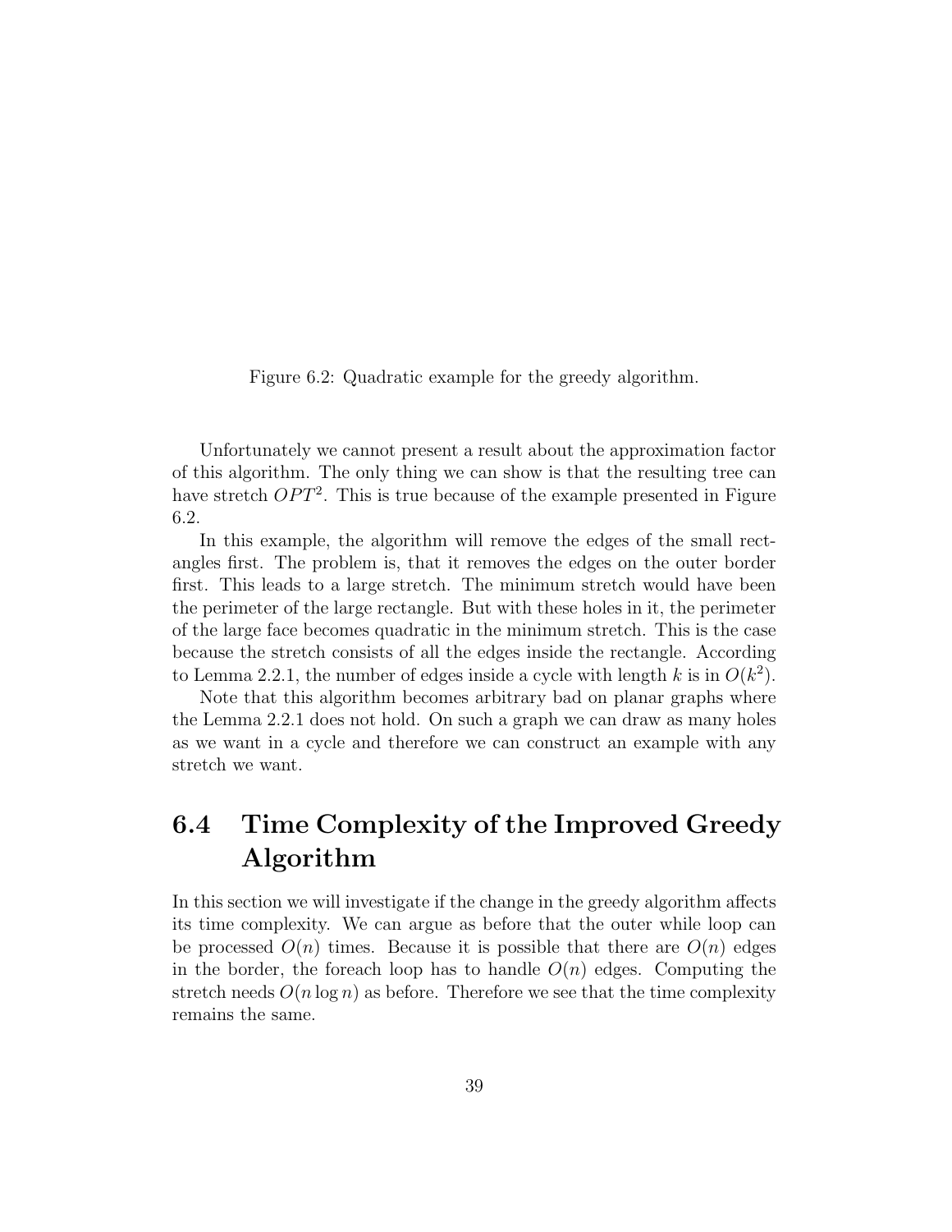Figure 6.2: Quadratic example for the greedy algorithm.

Unfortunately we cannot present a result about the approximation factor of this algorithm. The only thing we can show is that the resulting tree can have stretch $OPT^2$. This is true because of the example presented in Figure 6.2.

In this example, the algorithm will remove the edges of the small rectangles first. The problem is, that it removes the edges on the outer border first. This leads to a large stretch. The minimum stretch would have been the perimeter of the large rectangle. But with these holes in it, the perimeter of the large face becomes quadratic in the minimum stretch. This is the case because the stretch consists of all the edges inside the rectangle. According to Lemma 2.2.1, the number of edges inside a cycle with length $k$ is in $O(k^2)$.

Note that this algorithm becomes arbitrary bad on planar graphs where the Lemma 2.2.1 does not hold. On such a graph we can draw as many holes as we want in a cycle and therefore we can construct an example with any stretch we want.

## 6.4 Time Complexity of the Improved Greedy Algorithm

In this section we will investigate if the change in the greedy algorithm affects its time complexity. We can argue as before that the outer while loop can be processed $O(n)$ times. Because it is possible that there are $O(n)$ edges in the border, the foreach loop has to handle $O(n)$ edges. Computing the stretch needs $O(n \log n)$ as before. Therefore we see that the time complexity remains the same.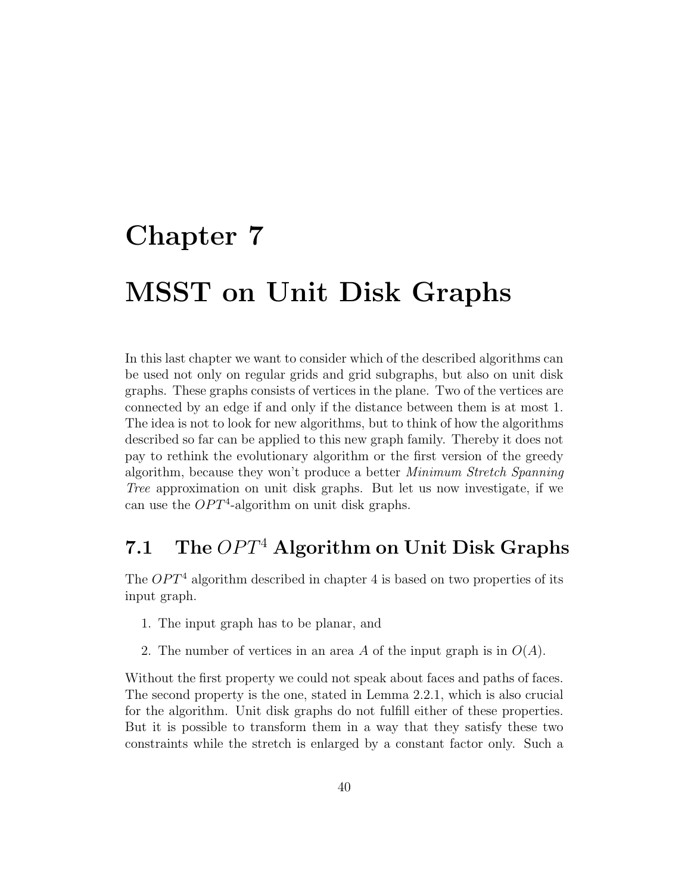# Chapter 7

# MSST on Unit Disk Graphs

In this last chapter we want to consider which of the described algorithms can be used not only on regular grids and grid subgraphs, but also on unit disk graphs. These graphs consists of vertices in the plane. Two of the vertices are connected by an edge if and only if the distance between them is at most 1. The idea is not to look for new algorithms, but to think of how the algorithms described so far can be applied to this new graph family. Thereby it does not pay to rethink the evolutionary algorithm or the first version of the greedy algorithm, because they won't produce a better *Minimum Stretch Spanning Tree* approximation on unit disk graphs. But let us now investigate, if we can use the $OPT^4$-algorithm on unit disk graphs.

## 7.1 The $OPT^4$ Algorithm on Unit Disk Graphs

The $OPT^4$ algorithm described in chapter 4 is based on two properties of its input graph.

1. The input graph has to be planar, and
2. The number of vertices in an area $A$ of the input graph is in $O(A)$.

Without the first property we could not speak about faces and paths of faces. The second property is the one, stated in Lemma 2.2.1, which is also crucial for the algorithm. Unit disk graphs do not fulfill either of these properties. But it is possible to transform them in a way that they satisfy these two constraints while the stretch is enlarged by a constant factor only. Such a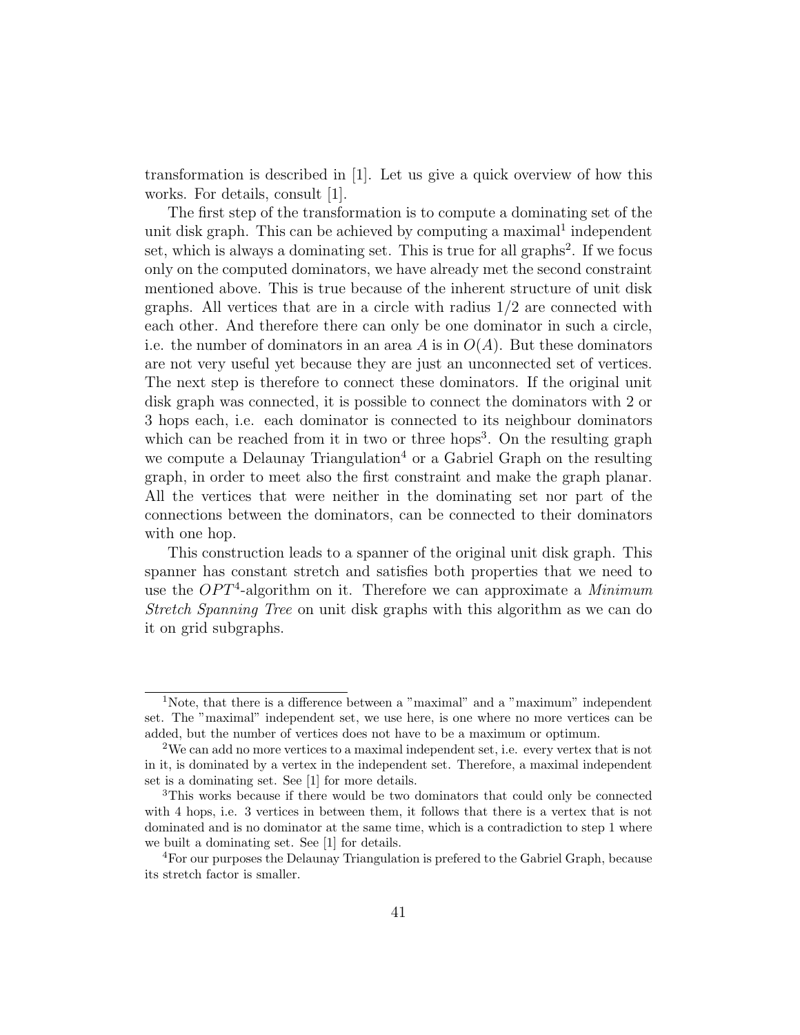transformation is described in [1]. Let us give a quick overview of how this works. For details, consult [1].

The first step of the transformation is to compute a dominating set of the unit disk graph. This can be achieved by computing a maximal[1] independent set, which is always a dominating set. This is true for all graphs[2]. If we focus only on the computed dominators, we have already met the second constraint mentioned above. This is true because of the inherent structure of unit disk graphs. All vertices that are in a circle with radius $1/2$ are connected with each other. And therefore there can only be one dominator in such a circle, i.e. the number of dominators in an area $A$ is in $O(A)$. But these dominators are not very useful yet because they are just an unconnected set of vertices. The next step is therefore to connect these dominators. If the original unit disk graph was connected, it is possible to connect the dominators with 2 or 3 hops each, i.e. each dominator is connected to its neighbour dominators which can be reached from it in two or three hops[3]. On the resulting graph we compute a Delaunay Triangulation[4] or a Gabriel Graph on the resulting graph, in order to meet also the first constraint and make the graph planar. All the vertices that were neither in the dominating set nor part of the connections between the dominators, can be connected to their dominators with one hop.

This construction leads to a spanner of the original unit disk graph. This spanner has constant stretch and satisfies both properties that we need to use the $OPT^4$-algorithm on it. Therefore we can approximate a *Minimum Stretch Spanning Tree* on unit disk graphs with this algorithm as we can do it on grid subgraphs.

---

[1] Note, that there is a difference between a "maximal" and a "maximum" independent set. The "maximal" independent set, we use here, is one where no more vertices can be added, but the number of vertices does not have to be a maximum or optimum.

[2] We can add no more vertices to a maximal independent set, i.e. every vertex that is not in it, is dominated by a vertex in the independent set. Therefore, a maximal independent set is a dominating set. See [1] for more details.

[3] This works because if there would be two dominators that could only be connected with 4 hops, i.e. 3 vertices in between them, it follows that there is a vertex that is not dominated and is no dominator at the same time, which is a contradiction to step 1 where we built a dominating set. See [1] for details.

[4] For our purposes the Delaunay Triangulation is prefered to the Gabriel Graph, because its stretch factor is smaller.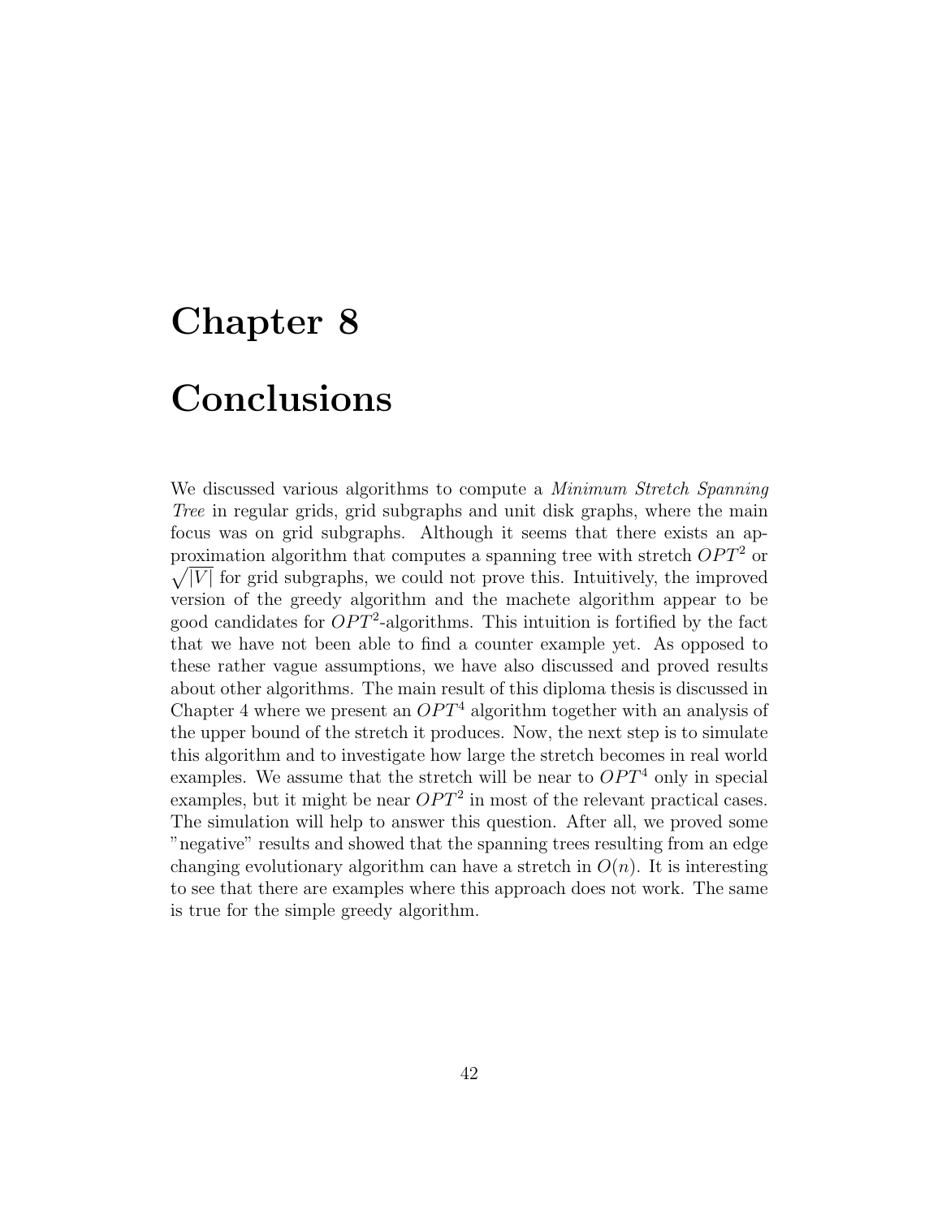# Chapter 8

# Conclusions

We discussed various algorithms to compute a *Minimum Stretch Spanning Tree* in regular grids, grid subgraphs and unit disk graphs, where the main focus was on grid subgraphs. Although it seems that there exists an approximation algorithm that computes a spanning tree with stretch $OPT^2$ or $\sqrt{|V|}$ for grid subgraphs, we could not prove this. Intuitively, the improved version of the greedy algorithm and the machete algorithm appear to be good candidates for $OPT^2$-algorithms. This intuition is fortified by the fact that we have not been able to find a counter example yet. As opposed to these rather vague assumptions, we have also discussed and proved results about other algorithms. The main result of this diploma thesis is discussed in Chapter 4 where we present an $OPT^4$ algorithm together with an analysis of the upper bound of the stretch it produces. Now, the next step is to simulate this algorithm and to investigate how large the stretch becomes in real world examples. We assume that the stretch will be near to $OPT^4$ only in special examples, but it might be near $OPT^2$ in most of the relevant practical cases. The simulation will help to answer this question. After all, we proved some "negative" results and showed that the spanning trees resulting from an edge changing evolutionary algorithm can have a stretch in $O(n)$. It is interesting to see that there are examples where this approach does not work. The same is true for the simple greedy algorithm.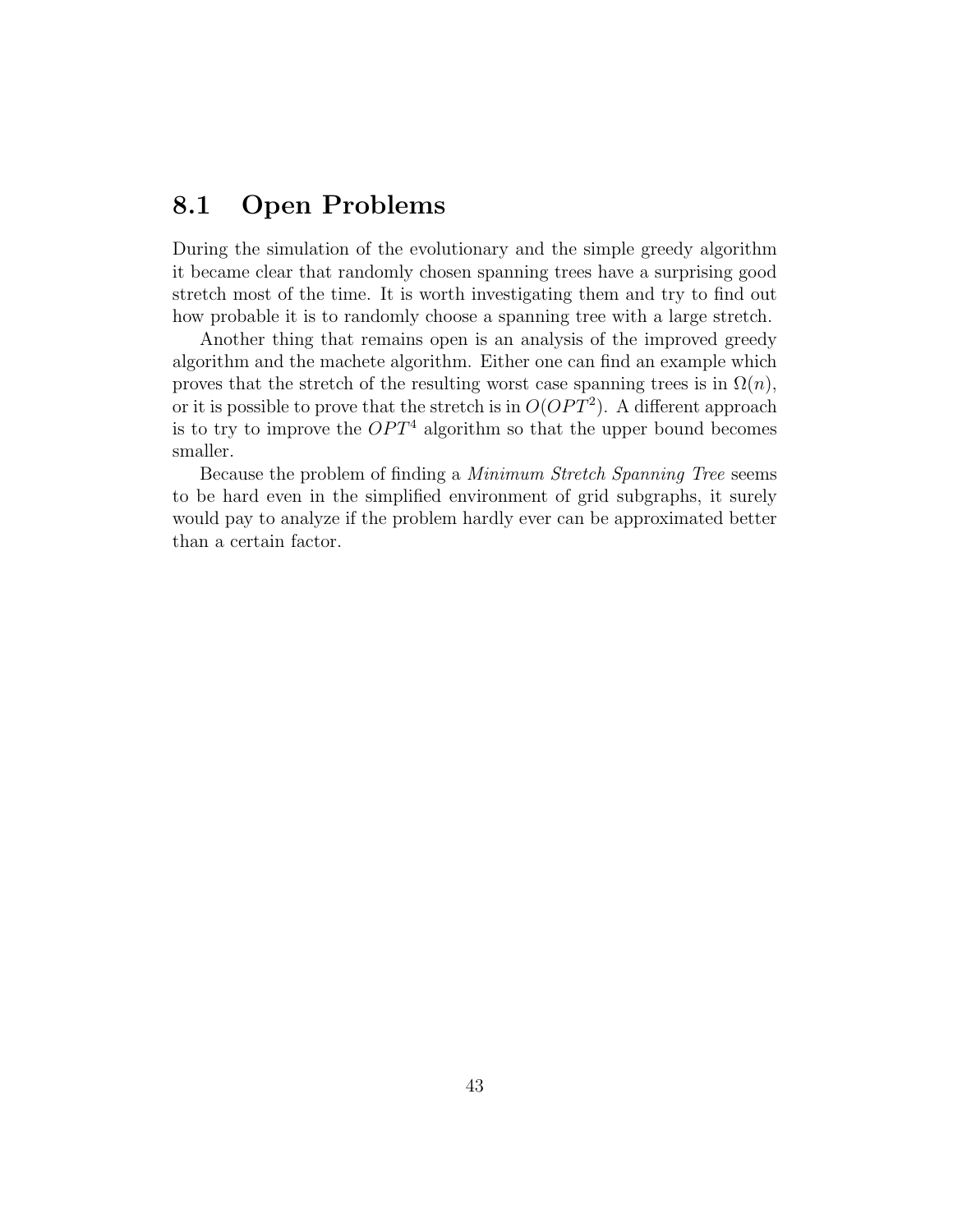## 8.1 Open Problems

During the simulation of the evolutionary and the simple greedy algorithm it became clear that randomly chosen spanning trees have a surprising good stretch most of the time. It is worth investigating them and try to find out how probable it is to randomly choose a spanning tree with a large stretch.

Another thing that remains open is an analysis of the improved greedy algorithm and the machete algorithm. Either one can find an example which proves that the stretch of the resulting worst case spanning trees is in $\Omega(n)$, or it is possible to prove that the stretch is in $O(OPT^2)$. A different approach is to try to improve the $OPT^4$ algorithm so that the upper bound becomes smaller.

Because the problem of finding a *Minimum Stretch Spanning Tree* seems to be hard even in the simplified environment of grid subgraphs, it surely would pay to analyze if the problem hardly ever can be approximated better than a certain factor.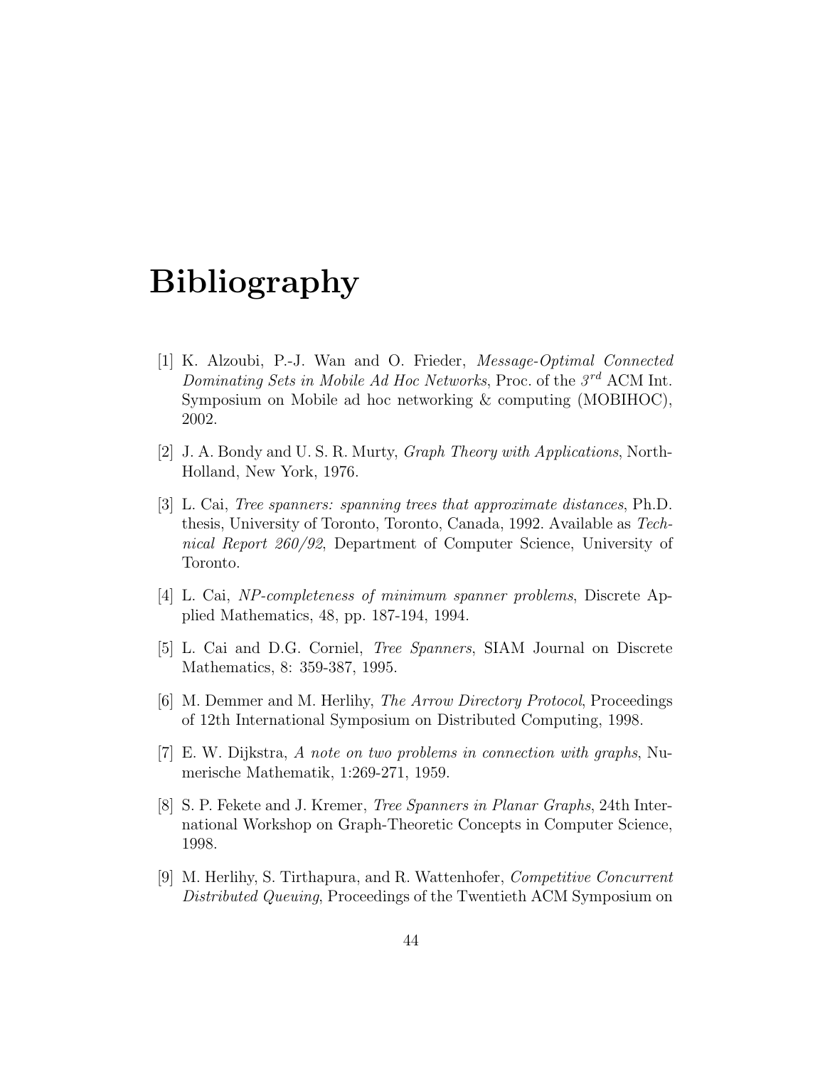# Bibliography

[1] K. Alzoubi, P.-J. Wan and O. Frieder, *Message-Optimal Connected Dominating Sets in Mobile Ad Hoc Networks*, Proc. of the *3rd* ACM Int. Symposium on Mobile ad hoc networking & computing (MOBIHOC), 2002.

[2] J. A. Bondy and U. S. R. Murty, *Graph Theory with Applications*, North-Holland, New York, 1976.

[3] L. Cai, *Tree spanners: spanning trees that approximate distances*, Ph.D. thesis, University of Toronto, Toronto, Canada, 1992. Available as *Technical Report 260/92*, Department of Computer Science, University of Toronto.

[4] L. Cai, *NP-completeness of minimum spanner problems*, Discrete Applied Mathematics, 48, pp. 187-194, 1994.

[5] L. Cai and D.G. Corniel, *Tree Spanners*, SIAM Journal on Discrete Mathematics, 8: 359-387, 1995.

[6] M. Demmer and M. Herlihy, *The Arrow Directory Protocol*, Proceedings of 12th International Symposium on Distributed Computing, 1998.

[7] E. W. Dijkstra, *A note on two problems in connection with graphs*, Numerische Mathematik, 1:269-271, 1959.

[8] S. P. Fekete and J. Kremer, *Tree Spanners in Planar Graphs*, 24th International Workshop on Graph-Theoretic Concepts in Computer Science, 1998.

[9] M. Herlihy, S. Tirthapura, and R. Wattenhofer, *Competitive Concurrent Distributed Queuing*, Proceedings of the Twentieth ACM Symposium on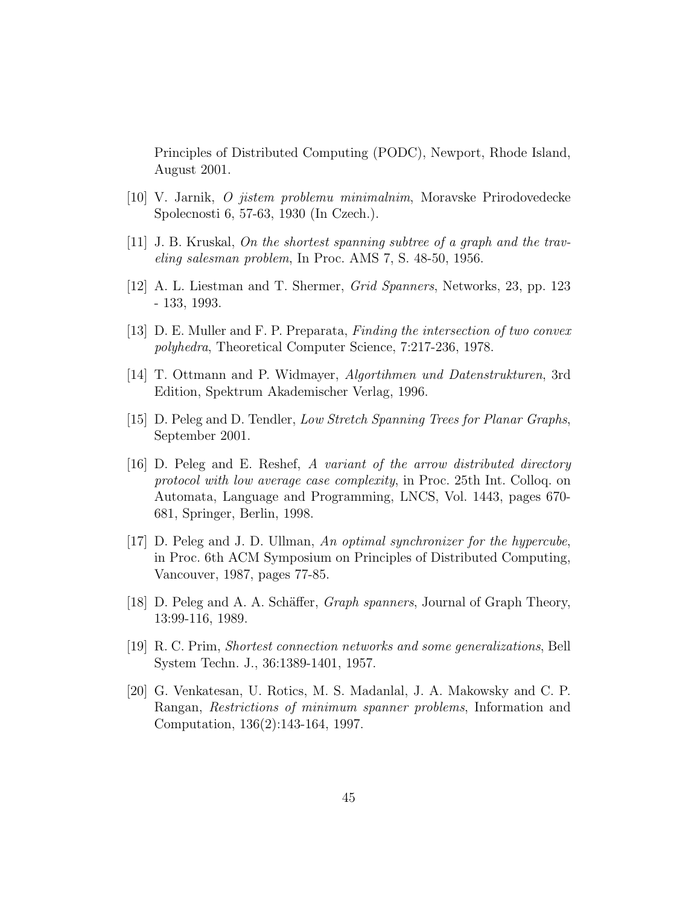Principles of Distributed Computing (PODC), Newport, Rhode Island, August 2001.

[10] V. Jarnik, *O jistem problemu minimalnim*, Moravske Prirodovedecke Spolecnosti 6, 57-63, 1930 (In Czech.).

[11] J. B. Kruskal, *On the shortest spanning subtree of a graph and the traveling salesman problem*, In Proc. AMS 7, S. 48-50, 1956.

[12] A. L. Liestman and T. Shermer, *Grid Spanners*, Networks, 23, pp. 123 - 133, 1993.

[13] D. E. Muller and F. P. Preparata, *Finding the intersection of two convex polyhedra*, Theoretical Computer Science, 7:217-236, 1978.

[14] T. Ottmann and P. Widmayer, *Algortihmen und Datenstrukturen*, 3rd Edition, Spektrum Akademischer Verlag, 1996.

[15] D. Peleg and D. Tendler, *Low Stretch Spanning Trees for Planar Graphs*, September 2001.

[16] D. Peleg and E. Reshef, *A variant of the arrow distributed directory protocol with low average case complexity*, in Proc. 25th Int. Colloq. on Automata, Language and Programming, LNCS, Vol. 1443, pages 670-681, Springer, Berlin, 1998.

[17] D. Peleg and J. D. Ullman, *An optimal synchronizer for the hypercube*, in Proc. 6th ACM Symposium on Principles of Distributed Computing, Vancouver, 1987, pages 77-85.

[18] D. Peleg and A. A. Schäffer, *Graph spanners*, Journal of Graph Theory, 13:99-116, 1989.

[19] R. C. Prim, *Shortest connection networks and some generalizations*, Bell System Techn. J., 36:1389-1401, 1957.

[20] G. Venkatesan, U. Rotics, M. S. Madanlal, J. A. Makowsky and C. P. Rangan, *Restrictions of minimum spanner problems*, Information and Computation, 136(2):143-164, 1997.